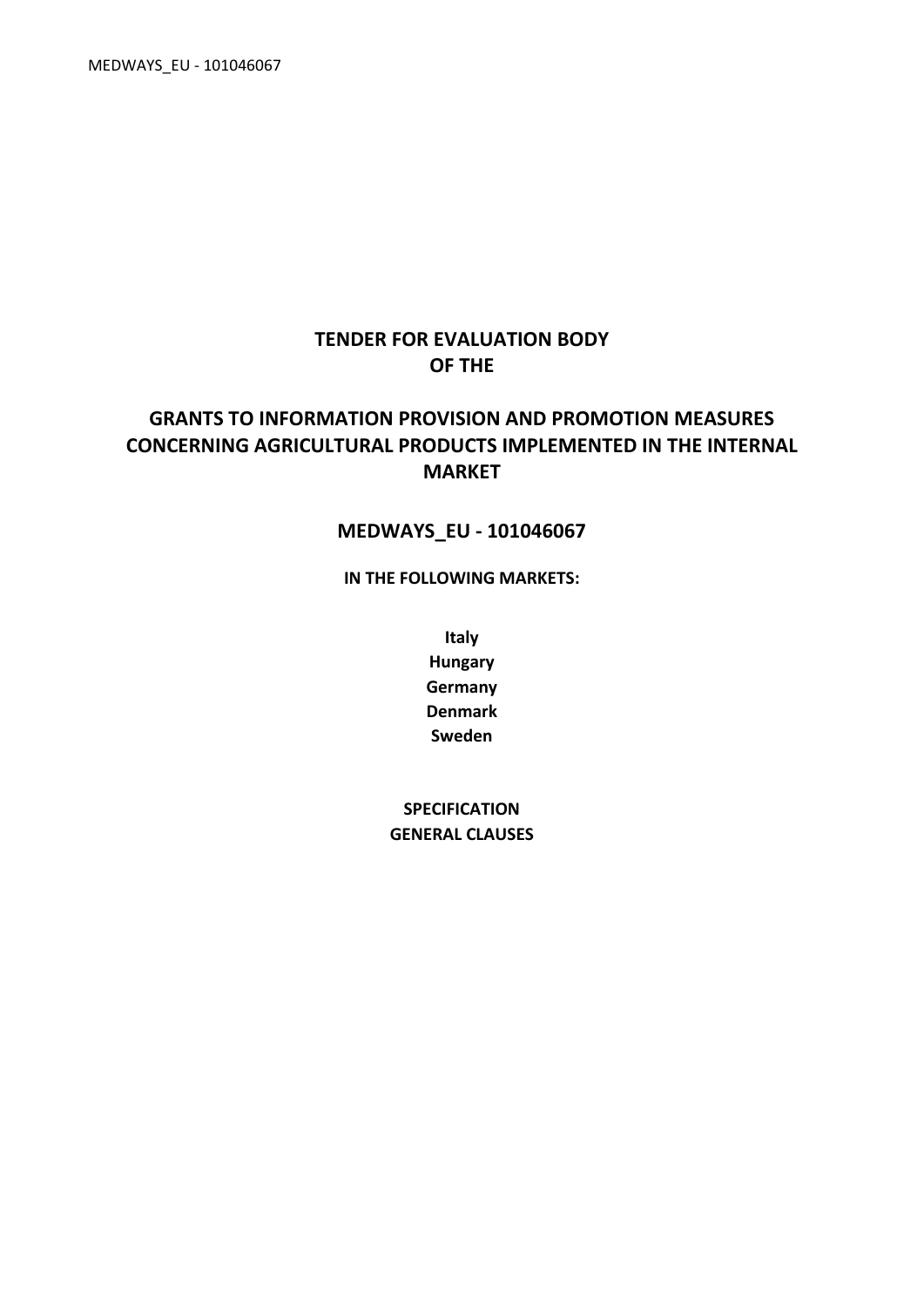# TENDER FOR EVALUATION BODY OF THE

# GRANTS TO INFORMATION PROVISION AND PROMOTION MEASURES CONCERNING AGRICULTURAL PRODUCTS IMPLEMENTED IN THE INTERNAL MARKET

## MEDWAYS_EU - 101046067

**IN THE FOLLOWING MARKETS:**

**Italy**
**Hungary**
**Germany**
**Denmark**
**Sweden**

**SPECIFICATION**
**GENERAL CLAUSES**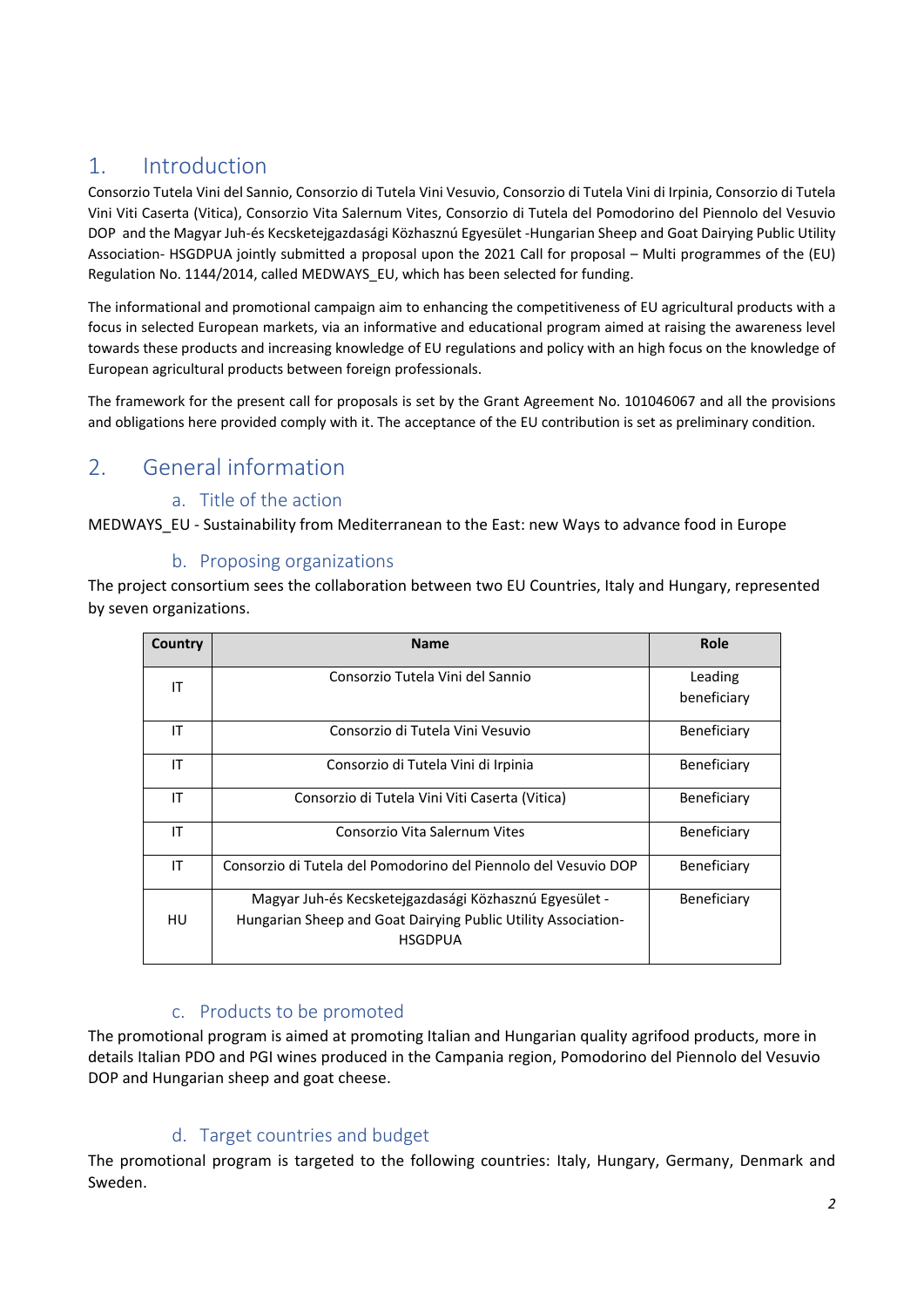# 1. Introduction

Consorzio Tutela Vini del Sannio, Consorzio di Tutela Vini Vesuvio, Consorzio di Tutela Vini di Irpinia, Consorzio di Tutela Vini Viti Caserta (Vitica), Consorzio Vita Salernum Vites, Consorzio di Tutela del Pomodorino del Piennolo del Vesuvio DOP and the Magyar Juh-és Kecsketejgazdasági Közhasznú Egyesület -Hungarian Sheep and Goat Dairying Public Utility Association- HSGDPUA jointly submitted a proposal upon the 2021 Call for proposal – Multi programmes of the (EU) Regulation No. 1144/2014, called MEDWAYS_EU, which has been selected for funding.

The informational and promotional campaign aim to enhancing the competitiveness of EU agricultural products with a focus in selected European markets, via an informative and educational program aimed at raising the awareness level towards these products and increasing knowledge of EU regulations and policy with an high focus on the knowledge of European agricultural products between foreign professionals.

The framework for the present call for proposals is set by the Grant Agreement No. 101046067 and all the provisions and obligations here provided comply with it. The acceptance of the EU contribution is set as preliminary condition.

# 2. General information

## a. Title of the action

MEDWAYS_EU - Sustainability from Mediterranean to the East: new Ways to advance food in Europe

## b. Proposing organizations

The project consortium sees the collaboration between two EU Countries, Italy and Hungary, represented by seven organizations.

| Country | Name | Role |
|---|---|---|
| IT | Consorzio Tutela Vini del Sannio | Leading beneficiary |
| IT | Consorzio di Tutela Vini Vesuvio | Beneficiary |
| IT | Consorzio di Tutela Vini di Irpinia | Beneficiary |
| IT | Consorzio di Tutela Vini Viti Caserta (Vitica) | Beneficiary |
| IT | Consorzio Vita Salernum Vites | Beneficiary |
| IT | Consorzio di Tutela del Pomodorino del Piennolo del Vesuvio DOP | Beneficiary |
| HU | Magyar Juh-és Kecsketejgazdasági Közhasznú Egyesület - Hungarian Sheep and Goat Dairying Public Utility Association- HSGDPUA | Beneficiary |

## c. Products to be promoted

The promotional program is aimed at promoting Italian and Hungarian quality agrifood products, more in details Italian PDO and PGI wines produced in the Campania region, Pomodorino del Piennolo del Vesuvio DOP and Hungarian sheep and goat cheese.

## d. Target countries and budget

The promotional program is targeted to the following countries: Italy, Hungary, Germany, Denmark and Sweden.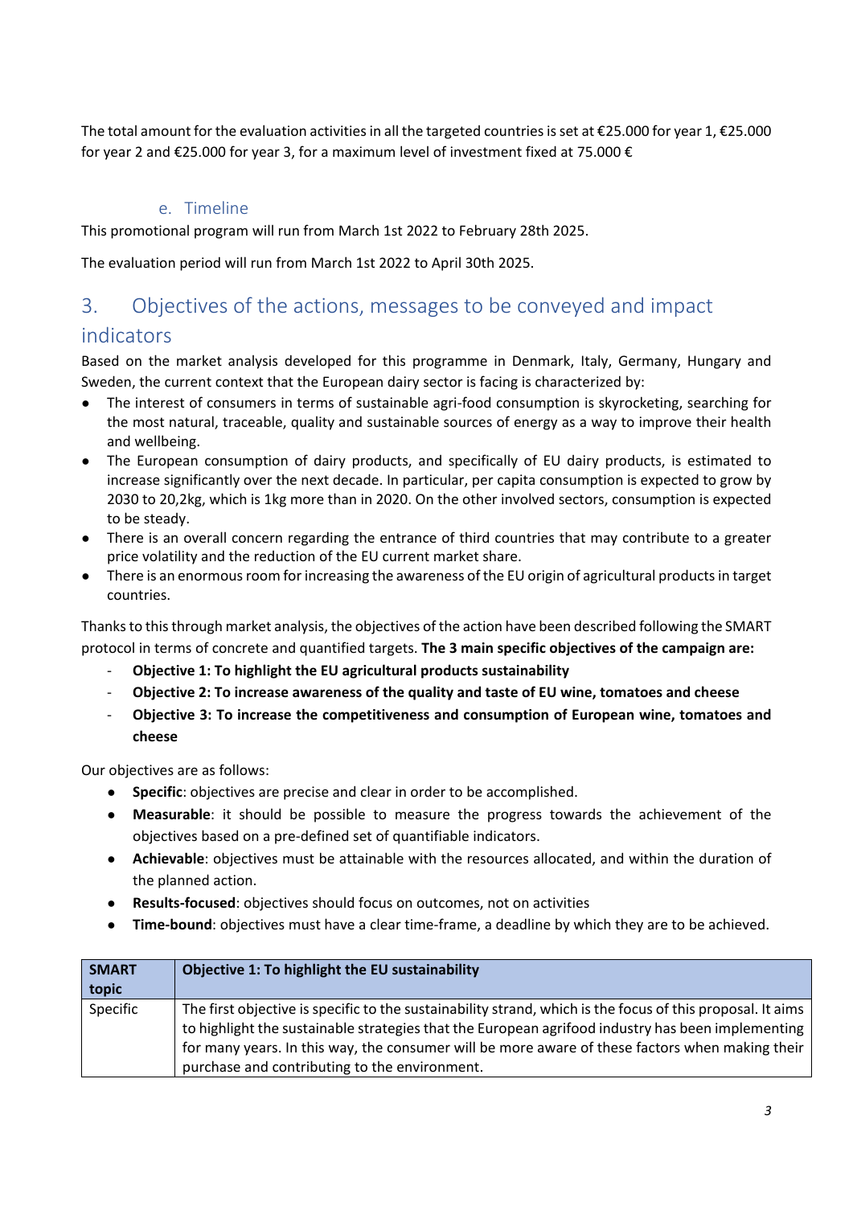The total amount for the evaluation activities in all the targeted countries is set at €25.000 for year 1, €25.000 for year 2 and €25.000 for year 3, for a maximum level of investment fixed at 75.000 €

### e. Timeline

This promotional program will run from March 1st 2022 to February 28th 2025.

The evaluation period will run from March 1st 2022 to April 30th 2025.

## 3. Objectives of the actions, messages to be conveyed and impact indicators

Based on the market analysis developed for this programme in Denmark, Italy, Germany, Hungary and Sweden, the current context that the European dairy sector is facing is characterized by:

- The interest of consumers in terms of sustainable agri-food consumption is skyrocketing, searching for the most natural, traceable, quality and sustainable sources of energy as a way to improve their health and wellbeing.
- The European consumption of dairy products, and specifically of EU dairy products, is estimated to increase significantly over the next decade. In particular, per capita consumption is expected to grow by 2030 to 20,2kg, which is 1kg more than in 2020. On the other involved sectors, consumption is expected to be steady.
- There is an overall concern regarding the entrance of third countries that may contribute to a greater price volatility and the reduction of the EU current market share.
- There is an enormous room for increasing the awareness of the EU origin of agricultural products in target countries.

Thanks to this through market analysis, the objectives of the action have been described following the SMART protocol in terms of concrete and quantified targets. **The 3 main specific objectives of the campaign are:**

- **Objective 1: To highlight the EU agricultural products sustainability**
- **Objective 2: To increase awareness of the quality and taste of EU wine, tomatoes and cheese**
- **Objective 3: To increase the competitiveness and consumption of European wine, tomatoes and cheese**

Our objectives are as follows:

- **Specific**: objectives are precise and clear in order to be accomplished.
- **Measurable**: it should be possible to measure the progress towards the achievement of the objectives based on a pre-defined set of quantifiable indicators.
- **Achievable**: objectives must be attainable with the resources allocated, and within the duration of the planned action.
- **Results-focused**: objectives should focus on outcomes, not on activities
- **Time-bound**: objectives must have a clear time-frame, a deadline by which they are to be achieved.

| SMART topic | Objective 1: To highlight the EU sustainability |
|---|---|
| Specific | The first objective is specific to the sustainability strand, which is the focus of this proposal. It aims to highlight the sustainable strategies that the European agrifood industry has been implementing for many years. In this way, the consumer will be more aware of these factors when making their purchase and contributing to the environment. |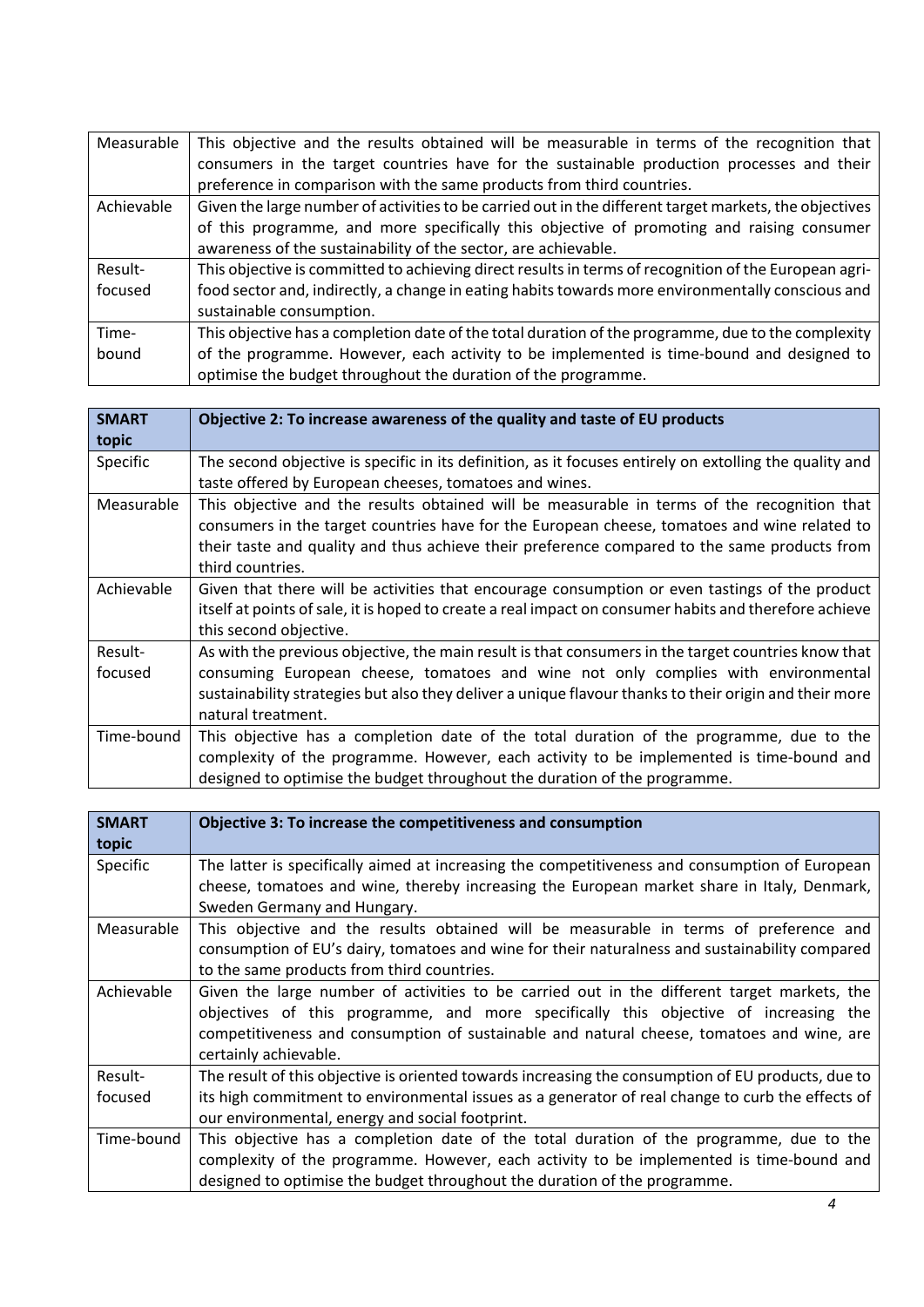| | |
|---|---|
| Measurable | This objective and the results obtained will be measurable in terms of the recognition that consumers in the target countries have for the sustainable production processes and their preference in comparison with the same products from third countries. |
| Achievable | Given the large number of activities to be carried out in the different target markets, the objectives of this programme, and more specifically this objective of promoting and raising consumer awareness of the sustainability of the sector, are achievable. |
| Result-focused | This objective is committed to achieving direct results in terms of recognition of the European agri-food sector and, indirectly, a change in eating habits towards more environmentally conscious and sustainable consumption. |
| Time-bound | This objective has a completion date of the total duration of the programme, due to the complexity of the programme. However, each activity to be implemented is time-bound and designed to optimise the budget throughout the duration of the programme. |

| SMART topic | Objective 2: To increase awareness of the quality and taste of EU products |
|---|---|
| Specific | The second objective is specific in its definition, as it focuses entirely on extolling the quality and taste offered by European cheeses, tomatoes and wines. |
| Measurable | This objective and the results obtained will be measurable in terms of the recognition that consumers in the target countries have for the European cheese, tomatoes and wine related to their taste and quality and thus achieve their preference compared to the same products from third countries. |
| Achievable | Given that there will be activities that encourage consumption or even tastings of the product itself at points of sale, it is hoped to create a real impact on consumer habits and therefore achieve this second objective. |
| Result-focused | As with the previous objective, the main result is that consumers in the target countries know that consuming European cheese, tomatoes and wine not only complies with environmental sustainability strategies but also they deliver a unique flavour thanks to their origin and their more natural treatment. |
| Time-bound | This objective has a completion date of the total duration of the programme, due to the complexity of the programme. However, each activity to be implemented is time-bound and designed to optimise the budget throughout the duration of the programme. |

| SMART topic | Objective 3: To increase the competitiveness and consumption |
|---|---|
| Specific | The latter is specifically aimed at increasing the competitiveness and consumption of European cheese, tomatoes and wine, thereby increasing the European market share in Italy, Denmark, Sweden Germany and Hungary. |
| Measurable | This objective and the results obtained will be measurable in terms of preference and consumption of EU's dairy, tomatoes and wine for their naturalness and sustainability compared to the same products from third countries. |
| Achievable | Given the large number of activities to be carried out in the different target markets, the objectives of this programme, and more specifically this objective of increasing the competitiveness and consumption of sustainable and natural cheese, tomatoes and wine, are certainly achievable. |
| Result-focused | The result of this objective is oriented towards increasing the consumption of EU products, due to its high commitment to environmental issues as a generator of real change to curb the effects of our environmental, energy and social footprint. |
| Time-bound | This objective has a completion date of the total duration of the programme, due to the complexity of the programme. However, each activity to be implemented is time-bound and designed to optimise the budget throughout the duration of the programme. |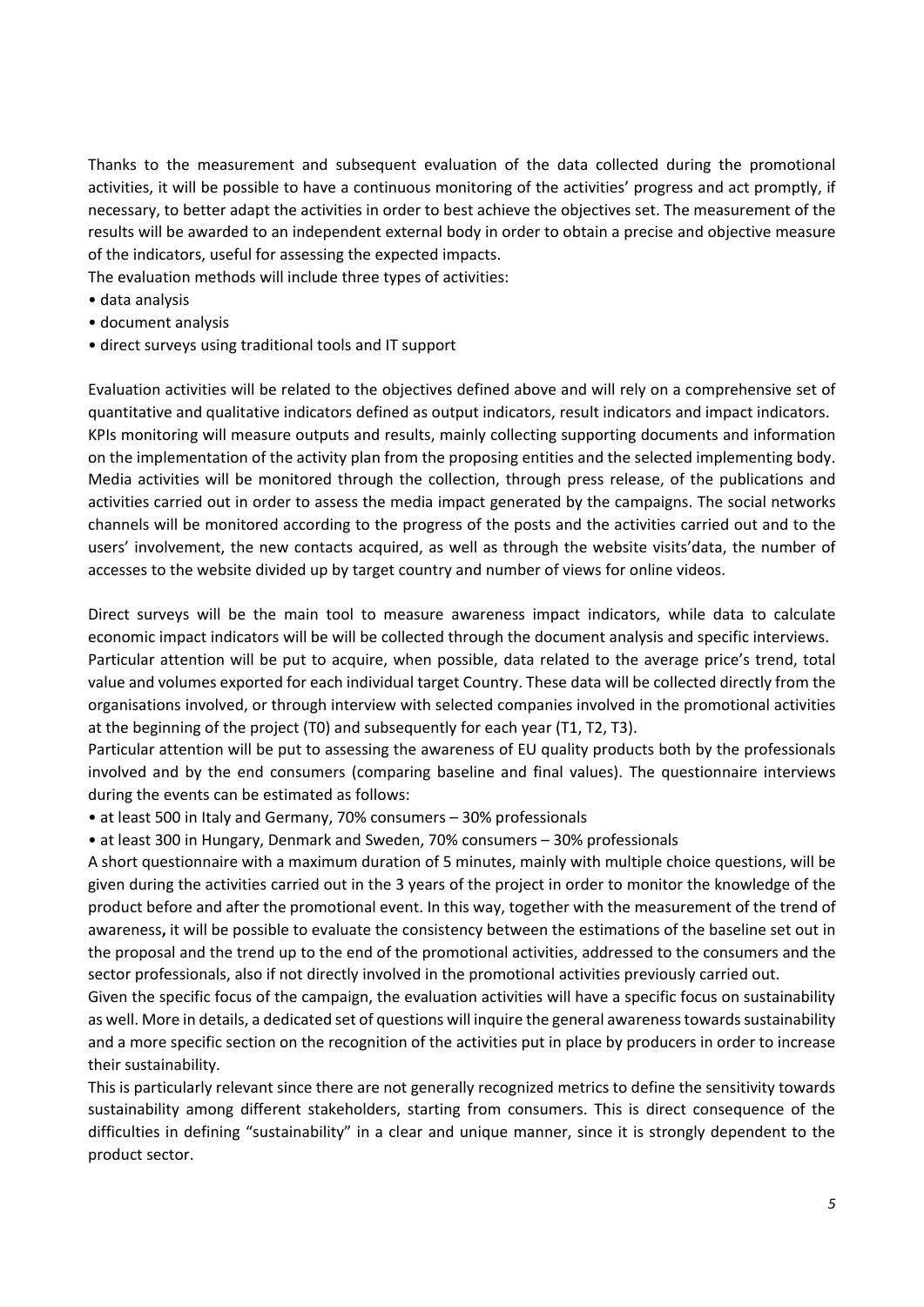Thanks to the measurement and subsequent evaluation of the data collected during the promotional activities, it will be possible to have a continuous monitoring of the activities' progress and act promptly, if necessary, to better adapt the activities in order to best achieve the objectives set. The measurement of the results will be awarded to an independent external body in order to obtain a precise and objective measure of the indicators, useful for assessing the expected impacts.

The evaluation methods will include three types of activities:

- data analysis
- document analysis
- direct surveys using traditional tools and IT support

Evaluation activities will be related to the objectives defined above and will rely on a comprehensive set of quantitative and qualitative indicators defined as output indicators, result indicators and impact indicators. KPIs monitoring will measure outputs and results, mainly collecting supporting documents and information on the implementation of the activity plan from the proposing entities and the selected implementing body. Media activities will be monitored through the collection, through press release, of the publications and activities carried out in order to assess the media impact generated by the campaigns. The social networks channels will be monitored according to the progress of the posts and the activities carried out and to the users' involvement, the new contacts acquired, as well as through the website visits'data, the number of accesses to the website divided up by target country and number of views for online videos.

Direct surveys will be the main tool to measure awareness impact indicators, while data to calculate economic impact indicators will be will be collected through the document analysis and specific interviews. Particular attention will be put to acquire, when possible, data related to the average price's trend, total value and volumes exported for each individual target Country. These data will be collected directly from the organisations involved, or through interview with selected companies involved in the promotional activities at the beginning of the project (T0) and subsequently for each year (T1, T2, T3).

Particular attention will be put to assessing the awareness of EU quality products both by the professionals involved and by the end consumers (comparing baseline and final values). The questionnaire interviews during the events can be estimated as follows:

- at least 500 in Italy and Germany, 70% consumers – 30% professionals
- at least 300 in Hungary, Denmark and Sweden, 70% consumers – 30% professionals

A short questionnaire with a maximum duration of 5 minutes, mainly with multiple choice questions, will be given during the activities carried out in the 3 years of the project in order to monitor the knowledge of the product before and after the promotional event. In this way, together with the measurement of the trend of awareness**,** it will be possible to evaluate the consistency between the estimations of the baseline set out in the proposal and the trend up to the end of the promotional activities, addressed to the consumers and the sector professionals, also if not directly involved in the promotional activities previously carried out.

Given the specific focus of the campaign, the evaluation activities will have a specific focus on sustainability as well. More in details, a dedicated set of questions will inquire the general awareness towards sustainability and a more specific section on the recognition of the activities put in place by producers in order to increase their sustainability.

This is particularly relevant since there are not generally recognized metrics to define the sensitivity towards sustainability among different stakeholders, starting from consumers. This is direct consequence of the difficulties in defining "sustainability" in a clear and unique manner, since it is strongly dependent to the product sector.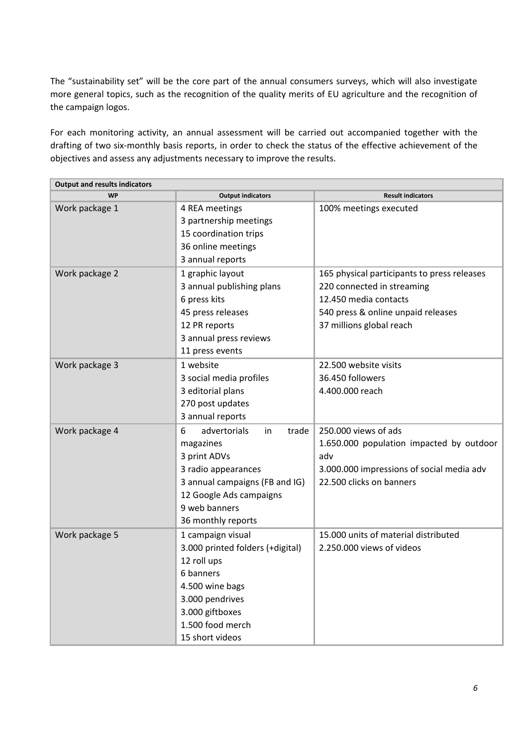The "sustainability set" will be the core part of the annual consumers surveys, which will also investigate more general topics, such as the recognition of the quality merits of EU agriculture and the recognition of the campaign logos.

For each monitoring activity, an annual assessment will be carried out accompanied together with the drafting of two six-monthly basis reports, in order to check the status of the effective achievement of the objectives and assess any adjustments necessary to improve the results.

| **Output and results indicators** | | |
|---|---|---|
| **WP** | **Output indicators** | **Result indicators** |
| Work package 1 | 4 REA meetings<br>3 partnership meetings<br>15 coordination trips<br>36 online meetings<br>3 annual reports | 100% meetings executed |
| Work package 2 | 1 graphic layout<br>3 annual publishing plans<br>6 press kits<br>45 press releases<br>12 PR reports<br>3 annual press reviews<br>11 press events | 165 physical participants to press releases<br>220 connected in streaming<br>12.450 media contacts<br>540 press & online unpaid releases<br>37 millions global reach |
| Work package 3 | 1 website<br>3 social media profiles<br>3 editorial plans<br>270 post updates<br>3 annual reports | 22.500 website visits<br>36.450 followers<br>4.400.000 reach |
| Work package 4 | 6 advertorials in trade magazines<br>3 print ADVs<br>3 radio appearances<br>3 annual campaigns (FB and IG)<br>12 Google Ads campaigns<br>9 web banners<br>36 monthly reports | 250.000 views of ads<br>1.650.000 population impacted by outdoor adv<br>3.000.000 impressions of social media adv<br>22.500 clicks on banners |
| Work package 5 | 1 campaign visual<br>3.000 printed folders (+digital)<br>12 roll ups<br>6 banners<br>4.500 wine bags<br>3.000 pendrives<br>3.000 giftboxes<br>1.500 food merch<br>15 short videos | 15.000 units of material distributed<br>2.250.000 views of videos |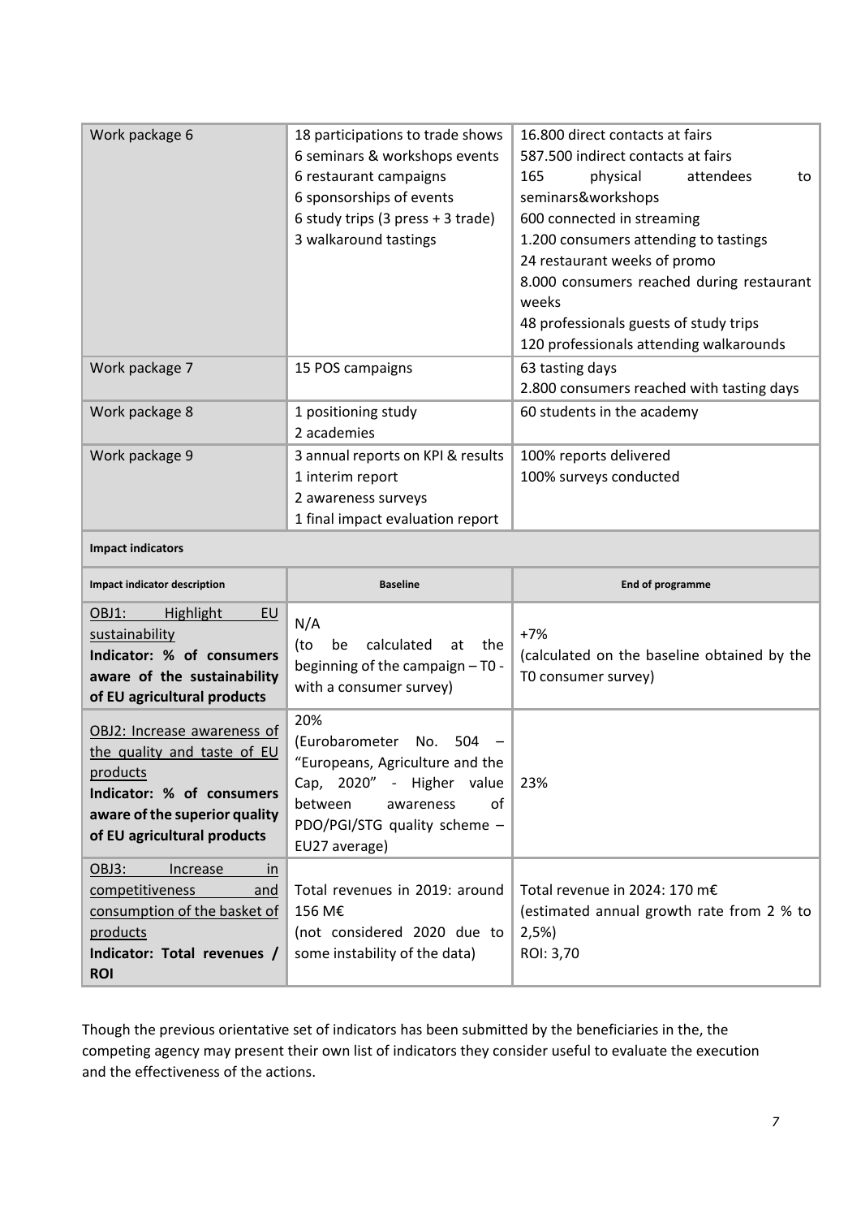| | | |
|---|---|---|
| Work package 6 | 18 participations to trade shows<br>6 seminars & workshops events<br>6 restaurant campaigns<br>6 sponsorships of events<br>6 study trips (3 press + 3 trade)<br>3 walkaround tastings | 16.800 direct contacts at fairs<br>587.500 indirect contacts at fairs<br>165 physical attendees to seminars&workshops<br>600 connected in streaming<br>1.200 consumers attending to tastings<br>24 restaurant weeks of promo<br>8.000 consumers reached during restaurant weeks<br>48 professionals guests of study trips<br>120 professionals attending walkarounds |
| Work package 7 | 15 POS campaigns | 63 tasting days<br>2.800 consumers reached with tasting days |
| Work package 8 | 1 positioning study<br>2 academies | 60 students in the academy |
| Work package 9 | 3 annual reports on KPI & results<br>1 interim report<br>2 awareness surveys<br>1 final impact evaluation report | 100% reports delivered<br>100% surveys conducted |

**Impact indicators**

| **Impact indicator description** | **Baseline** | **End of programme** |
|---|---|---|
| OBJ1: Highlight EU sustainability<br>**Indicator: % of consumers aware of the sustainability of EU agricultural products** | N/A<br>(to be calculated at the beginning of the campaign – T0 - with a consumer survey) | +7%<br>(calculated on the baseline obtained by the T0 consumer survey) |
| OBJ2: Increase awareness of the quality and taste of EU products<br>**Indicator: % of consumers aware of the superior quality of EU agricultural products** | 20%<br>(Eurobarometer No. 504 – "Europeans, Agriculture and the Cap, 2020" - Higher value between awareness of PDO/PGI/STG quality scheme – EU27 average) | 23% |
| OBJ3: Increase in competitiveness and consumption of the basket of products<br>**Indicator: Total revenues / ROI** | Total revenues in 2019: around 156 M€<br>(not considered 2020 due to some instability of the data) | Total revenue in 2024: 170 m€<br>(estimated annual growth rate from 2 % to 2,5%)<br>ROI: 3,70 |

Though the previous orientative set of indicators has been submitted by the beneficiaries in the, the competing agency may present their own list of indicators they consider useful to evaluate the execution and the effectiveness of the actions.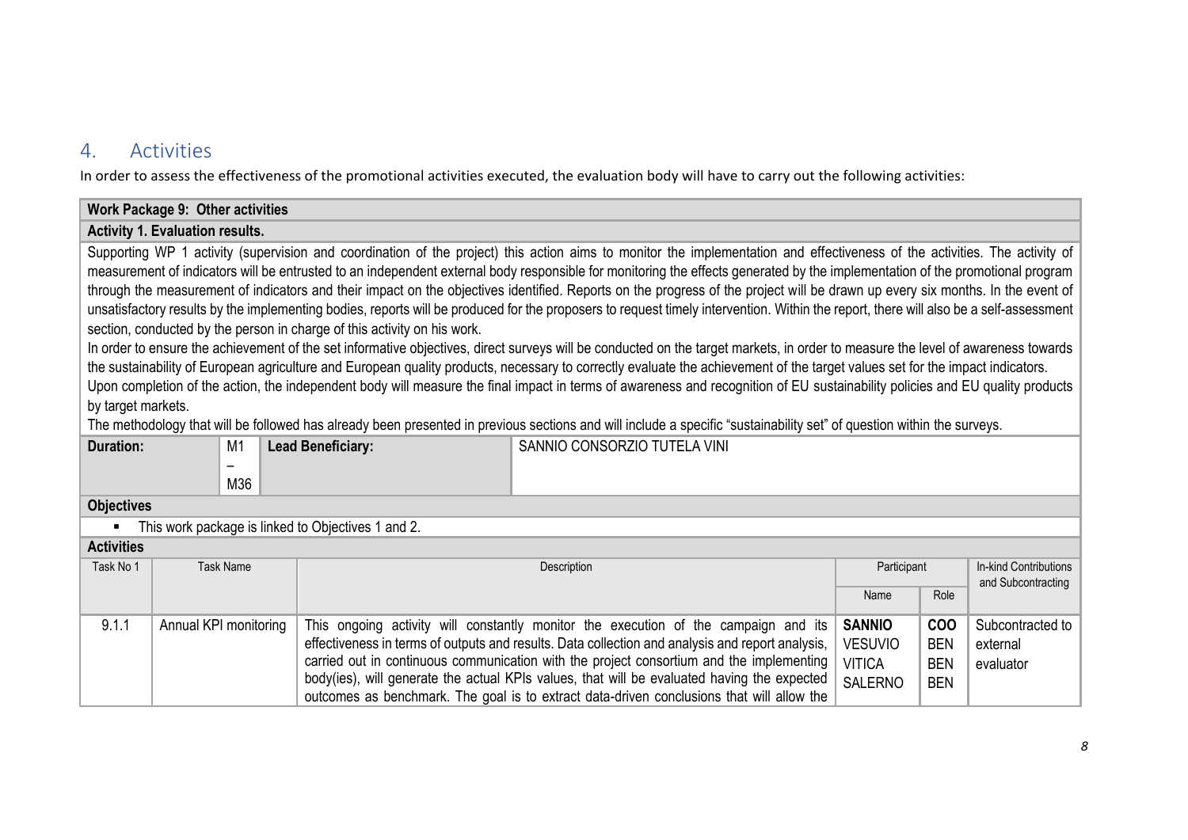# 4. Activities

In order to assess the effectiveness of the promotional activities executed, the evaluation body will have to carry out the following activities:

**Work Package 9: Other activities**

**Activity 1. Evaluation results.**

Supporting WP 1 activity (supervision and coordination of the project) this action aims to monitor the implementation and effectiveness of the activities. The activity of measurement of indicators will be entrusted to an independent external body responsible for monitoring the effects generated by the implementation of the promotional program through the measurement of indicators and their impact on the objectives identified. Reports on the progress of the project will be drawn up every six months. In the event of unsatisfactory results by the implementing bodies, reports will be produced for the proposers to request timely intervention. Within the report, there will also be a self-assessment section, conducted by the person in charge of this activity on his work.

In order to ensure the achievement of the set informative objectives, direct surveys will be conducted on the target markets, in order to measure the level of awareness towards the sustainability of European agriculture and European quality products, necessary to correctly evaluate the achievement of the target values set for the impact indicators.

Upon completion of the action, the independent body will measure the final impact in terms of awareness and recognition of EU sustainability policies and EU quality products by target markets.

The methodology that will be followed has already been presented in previous sections and will include a specific "sustainability set" of question within the surveys.

| **Duration:** | M1 – M36 | **Lead Beneficiary:** | SANNIO CONSORZIO TUTELA VINI |
|---|---|---|---|

**Objectives**

- This work package is linked to Objectives 1 and 2.

**Activities**

| Task No 1 | Task Name | Description | Participant | | In-kind Contributions and Subcontracting |
|---|---|---|---|---|---|
| | | | Name | Role | |
| 9.1.1 | Annual KPI monitoring | This ongoing activity will constantly monitor the execution of the campaign and its effectiveness in terms of outputs and results. Data collection and analysis and report analysis, carried out in continuous communication with the project consortium and the implementing body(ies), will generate the actual KPIs values, that will be evaluated having the expected outcomes as benchmark. The goal is to extract data-driven conclusions that will allow the | **SANNIO**<br>VESUVIO<br>VITICA<br>SALERNO | **COO**<br>BEN<br>BEN<br>BEN | Subcontracted to external evaluator |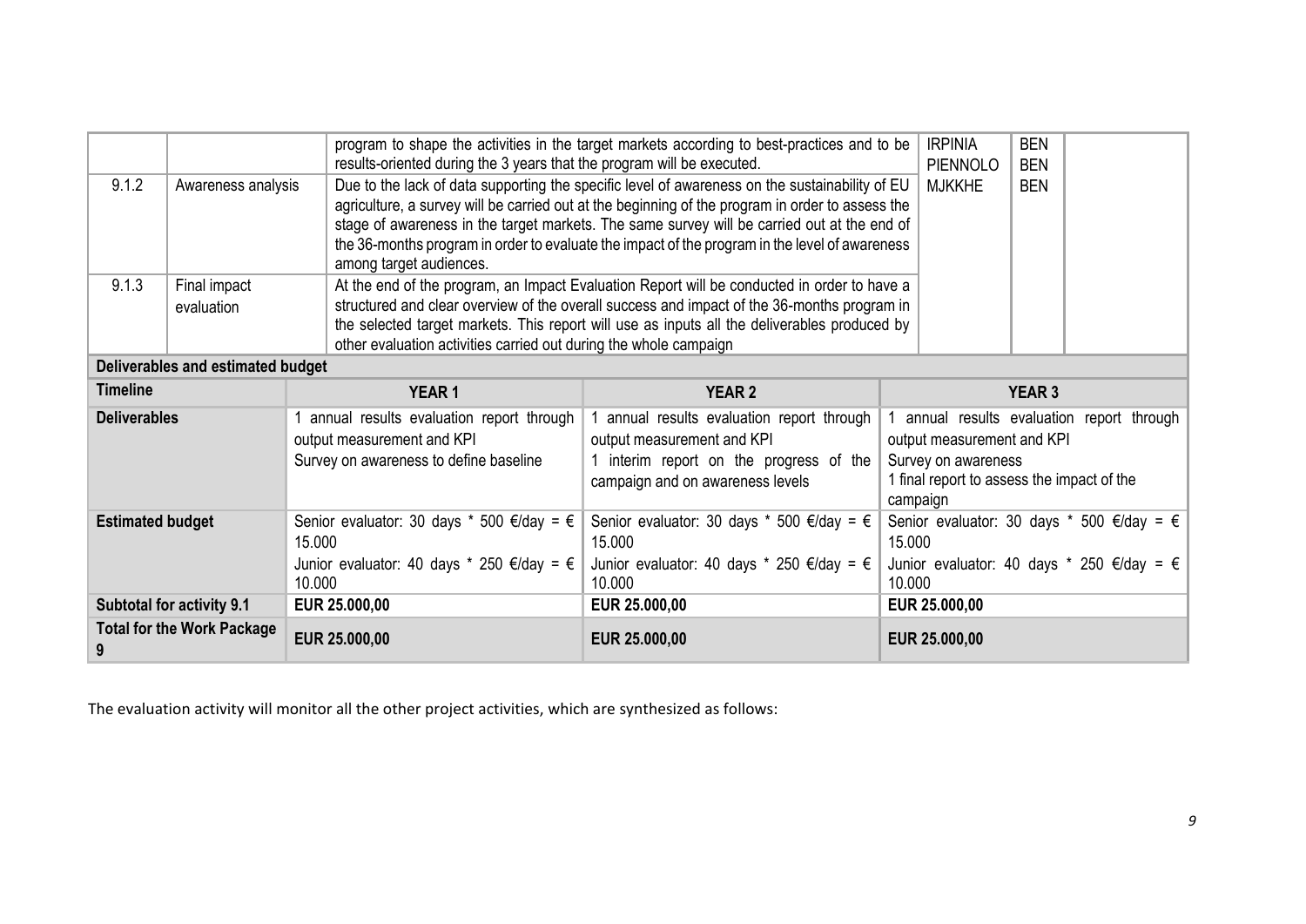| | | | | | |
|---|---|---|---|---|---|
| | | program to shape the activities in the target markets according to best-practices and to be results-oriented during the 3 years that the program will be executed. | IRPINIA<br>PIENNOLO<br>MJKKHE | BEN<br>BEN<br>BEN | |
| 9.1.2 | Awareness analysis | Due to the lack of data supporting the specific level of awareness on the sustainability of EU agriculture, a survey will be carried out at the beginning of the program in order to assess the stage of awareness in the target markets. The same survey will be carried out at the end of the 36-months program in order to evaluate the impact of the program in the level of awareness among target audiences. | | | |
| 9.1.3 | Final impact evaluation | At the end of the program, an Impact Evaluation Report will be conducted in order to have a structured and clear overview of the overall success and impact of the 36-months program in the selected target markets. This report will use as inputs all the deliverables produced by other evaluation activities carried out during the whole campaign | | | |

**Deliverables and estimated budget**

| Timeline | YEAR 1 | YEAR 2 | YEAR 3 |
|---|---|---|---|
| **Deliverables** | 1 annual results evaluation report through output measurement and KPI<br>Survey on awareness to define baseline | 1 annual results evaluation report through output measurement and KPI<br>1 interim report on the progress of the campaign and on awareness levels | 1 annual results evaluation report through output measurement and KPI<br>Survey on awareness<br>1 final report to assess the impact of the campaign |
| **Estimated budget** | Senior evaluator: 30 days * 500 €/day = € 15.000<br>Junior evaluator: 40 days * 250 €/day = € 10.000 | Senior evaluator: 30 days * 500 €/day = € 15.000<br>Junior evaluator: 40 days * 250 €/day = € 10.000 | Senior evaluator: 30 days * 500 €/day = € 15.000<br>Junior evaluator: 40 days * 250 €/day = € 10.000 |
| **Subtotal for activity 9.1** | **EUR 25.000,00** | **EUR 25.000,00** | **EUR 25.000,00** |
| **Total for the Work Package 9** | **EUR 25.000,00** | **EUR 25.000,00** | **EUR 25.000,00** |

The evaluation activity will monitor all the other project activities, which are synthesized as follows: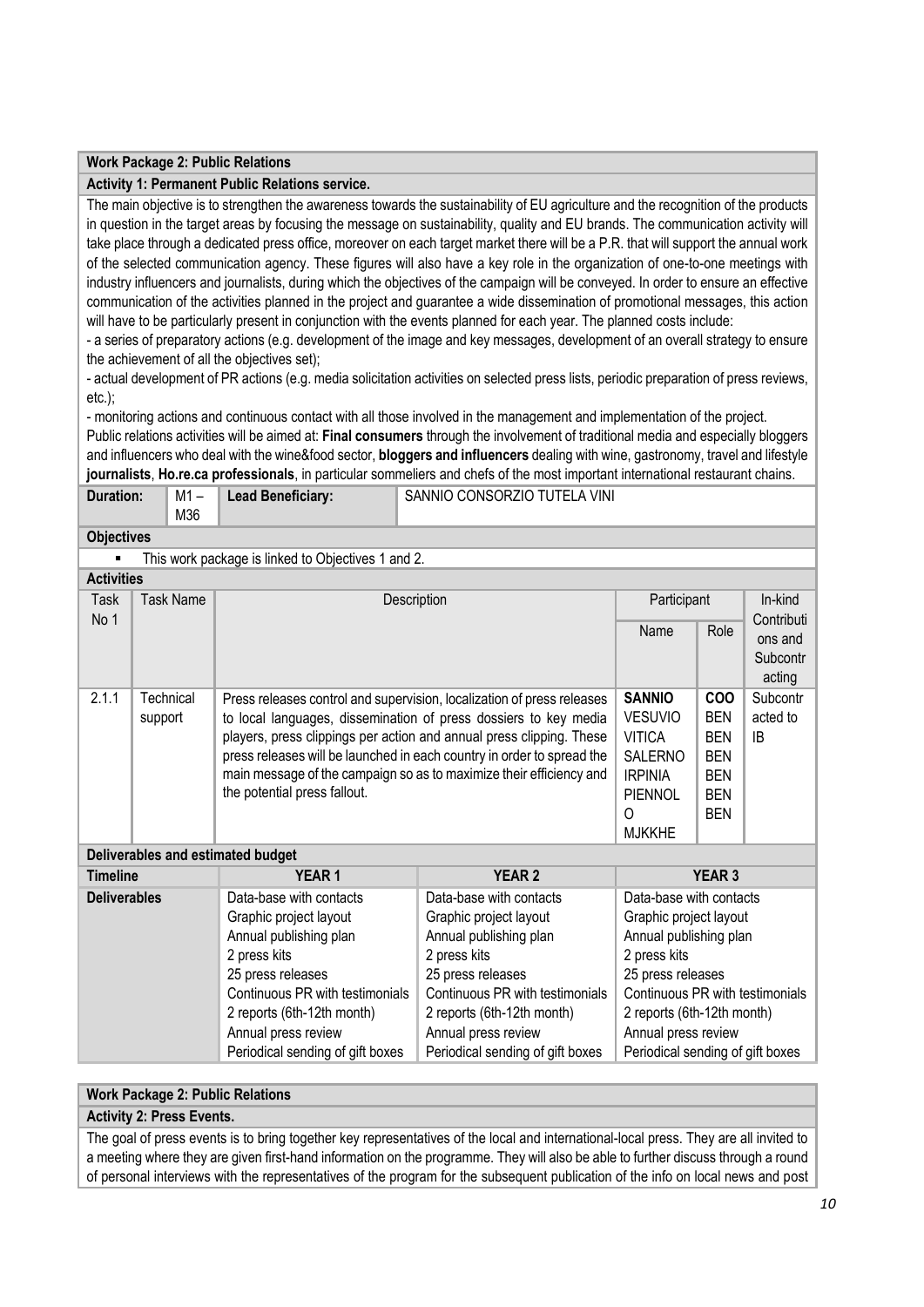**Work Package 2: Public Relations**

**Activity 1: Permanent Public Relations service.**

The main objective is to strengthen the awareness towards the sustainability of EU agriculture and the recognition of the products in question in the target areas by focusing the message on sustainability, quality and EU brands. The communication activity will take place through a dedicated press office, moreover on each target market there will be a P.R. that will support the annual work of the selected communication agency. These figures will also have a key role in the organization of one-to-one meetings with industry influencers and journalists, during which the objectives of the campaign will be conveyed. In order to ensure an effective communication of the activities planned in the project and guarantee a wide dissemination of promotional messages, this action will have to be particularly present in conjunction with the events planned for each year. The planned costs include:

- a series of preparatory actions (e.g. development of the image and key messages, development of an overall strategy to ensure the achievement of all the objectives set);
- actual development of PR actions (e.g. media solicitation activities on selected press lists, periodic preparation of press reviews, etc.);
- monitoring actions and continuous contact with all those involved in the management and implementation of the project.

Public relations activities will be aimed at: **Final consumers** through the involvement of traditional media and especially bloggers and influencers who deal with the wine&food sector, **bloggers and influencers** dealing with wine, gastronomy, travel and lifestyle **journalists**, **Ho.re.ca professionals**, in particular sommeliers and chefs of the most important international restaurant chains.

| Duration: | M1 – M36 | Lead Beneficiary: | SANNIO CONSORZIO TUTELA VINI |
|---|---|---|---|

**Objectives**

- This work package is linked to Objectives 1 and 2.

**Activities**

| Task No 1 | Task Name | Description | Participant Name | Participant Role | In-kind Contributions and Subcontracting |
|---|---|---|---|---|---|
| 2.1.1 | Technical support | Press releases control and supervision, localization of press releases to local languages, dissemination of press dossiers to key media players, press clippings per action and annual press clipping. These press releases will be launched in each country in order to spread the main message of the campaign so as to maximize their efficiency and the potential press fallout. | **SANNIO**<br>VESUVIO<br>VITICA<br>SALERNO<br>IRPINIA<br>PIENNOLO<br>MJKKHE | **COO**<br>BEN<br>BEN<br>BEN<br>BEN<br>BEN<br>BEN | Subcontracted to IB |

**Deliverables and estimated budget**

| Timeline | YEAR 1 | YEAR 2 | YEAR 3 |
|---|---|---|---|
| **Deliverables** | Data-base with contacts<br>Graphic project layout<br>Annual publishing plan<br>2 press kits<br>25 press releases<br>Continuous PR with testimonials<br>2 reports (6th-12th month)<br>Annual press review<br>Periodical sending of gift boxes | Data-base with contacts<br>Graphic project layout<br>Annual publishing plan<br>2 press kits<br>25 press releases<br>Continuous PR with testimonials<br>2 reports (6th-12th month)<br>Annual press review<br>Periodical sending of gift boxes | Data-base with contacts<br>Graphic project layout<br>Annual publishing plan<br>2 press kits<br>25 press releases<br>Continuous PR with testimonials<br>2 reports (6th-12th month)<br>Annual press review<br>Periodical sending of gift boxes |

**Work Package 2: Public Relations**

**Activity 2: Press Events.**

The goal of press events is to bring together key representatives of the local and international-local press. They are all invited to a meeting where they are given first-hand information on the programme. They will also be able to further discuss through a round of personal interviews with the representatives of the program for the subsequent publication of the info on local news and post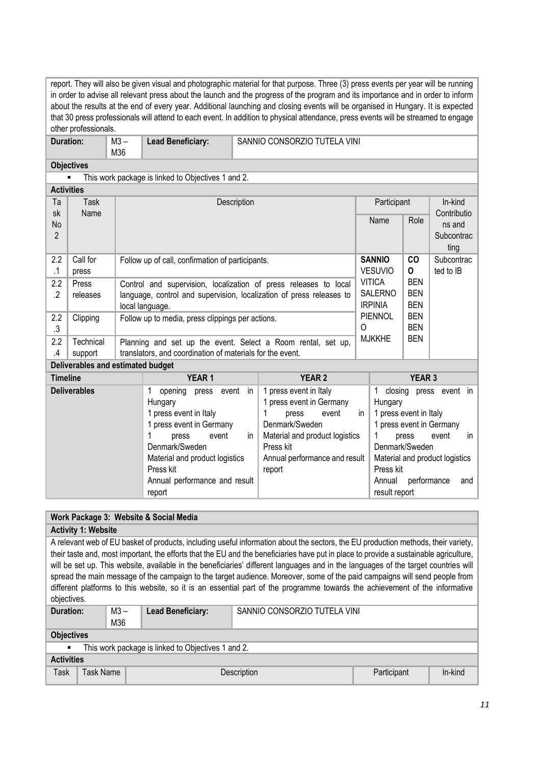report. They will also be given visual and photographic material for that purpose. Three (3) press events per year will be running in order to advise all relevant press about the launch and the progress of the program and its importance and in order to inform about the results at the end of every year. Additional launching and closing events will be organised in Hungary. It is expected that 30 press professionals will attend to each event. In addition to physical attendance, press events will be streamed to engage other professionals.

| **Duration:** | M3 – M36 | **Lead Beneficiary:** | SANNIO CONSORZIO TUTELA VINI |
|---|---|---|---|

**Objectives**

- This work package is linked to Objectives 1 and 2.

**Activities**

| Task No 2 | Task Name | Description | Participant Name | Participant Role | In-kind Contributions and Subcontracting |
|---|---|---|---|---|---|
| 2.2.1 | Call for press | Follow up of call, confirmation of participants. | **SANNIO** VESUVIO VITICA SALERNO IRPINIA PIENNOLO MJKKHE | **COO** BEN BEN BEN BEN BEN BEN | Subcontracted to IB |
| 2.2.2 | Press releases | Control and supervision, localization of press releases to local language, control and supervision, localization of press releases to local language. | | | |
| 2.2.3 | Clipping | Follow up to media, press clippings per actions. | | | |
| 2.2.4 | Technical support | Planning and set up the event. Select a Room rental, set up, translators, and coordination of materials for the event. | | | |

**Deliverables and estimated budget**

| Timeline | YEAR 1 | YEAR 2 | YEAR 3 |
|---|---|---|---|
| **Deliverables** | 1 opening press event in Hungary<br>1 press event in Italy<br>1 press event in Germany<br>1 press event in Denmark/Sweden<br>Material and product logistics<br>Press kit<br>Annual performance and result report | 1 press event in Italy<br>1 press event in Germany<br>1 press event in Denmark/Sweden<br>Material and product logistics<br>Press kit<br>Annual performance and result report | 1 closing press event in Hungary<br>1 press event in Italy<br>1 press event in Germany<br>1 press event in Denmark/Sweden<br>Material and product logistics<br>Press kit<br>Annual performance and result report |

## Work Package 3: Website & Social Media

**Activity 1: Website**

A relevant web of EU basket of products, including useful information about the sectors, the EU production methods, their variety, their taste and, most important, the efforts that the EU and the beneficiaries have put in place to provide a sustainable agriculture, will be set up. This website, available in the beneficiaries' different languages and in the languages of the target countries will spread the main message of the campaign to the target audience. Moreover, some of the paid campaigns will send people from different platforms to this website, so it is an essential part of the programme towards the achievement of the informative objectives.

| **Duration:** | M3 – M36 | **Lead Beneficiary:** | SANNIO CONSORZIO TUTELA VINI |
|---|---|---|---|

**Objectives**

- This work package is linked to Objectives 1 and 2.

**Activities**

| Task | Task Name | Description | Participant | In-kind |
|---|---|---|---|---|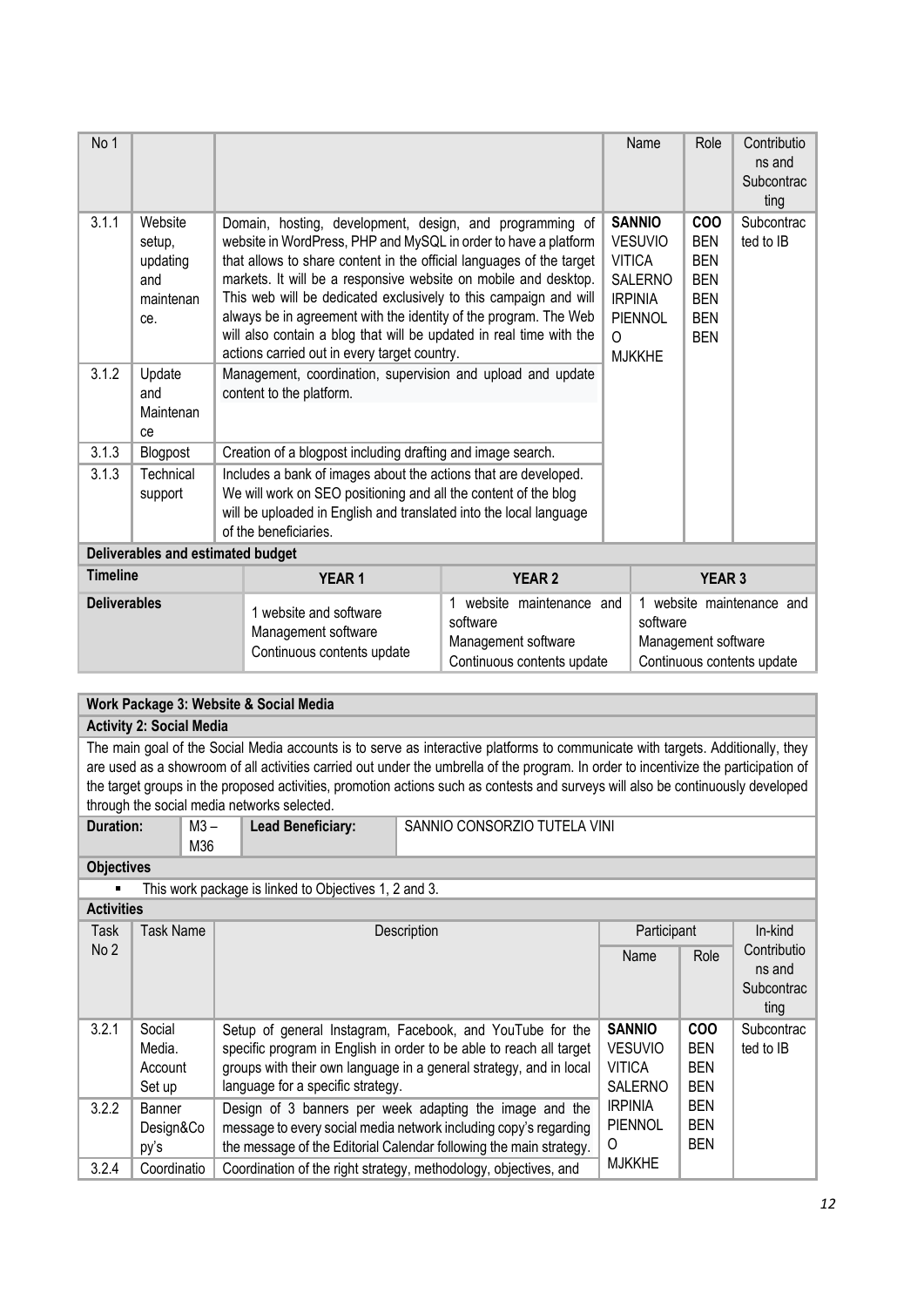| No 1 | | | Name | Role | Contributions and Subcontracting |
|---|---|---|---|---|---|
| 3.1.1 | Website setup, updating and maintenance. | Domain, hosting, development, design, and programming of website in WordPress, PHP and MySQL in order to have a platform that allows to share content in the official languages of the target markets. It will be a responsive website on mobile and desktop. This web will be dedicated exclusively to this campaign and will always be in agreement with the identity of the program. The Web will also contain a blog that will be updated in real time with the actions carried out in every target country. | **SANNIO** VESUVIO VITICA SALERNO IRPINIA PIENNOLO MJKKHE | **COO** BEN BEN BEN BEN BEN BEN | Subcontracted to IB |
| 3.1.2 | Update and Maintenance | Management, coordination, supervision and upload and update content to the platform. | | | |
| 3.1.3 | Blogpost | Creation of a blogpost including drafting and image search. | | | |
| 3.1.3 | Technical support | Includes a bank of images about the actions that are developed. We will work on SEO positioning and all the content of the blog will be uploaded in English and translated into the local language of the beneficiaries. | | | |

**Deliverables and estimated budget**

| Timeline | YEAR 1 | YEAR 2 | YEAR 3 |
|---|---|---|---|
| Deliverables | 1 website and software<br>Management software<br>Continuous contents update | 1 website maintenance and software<br>Management software<br>Continuous contents update | 1 website maintenance and software<br>Management software<br>Continuous contents update |

**Work Package 3: Website & Social Media**

**Activity 2: Social Media**

The main goal of the Social Media accounts is to serve as interactive platforms to communicate with targets. Additionally, they are used as a showroom of all activities carried out under the umbrella of the program. In order to incentivize the participation of the target groups in the proposed activities, promotion actions such as contests and surveys will also be continuously developed through the social media networks selected.

| Duration: | M3 – M36 | Lead Beneficiary: | SANNIO CONSORZIO TUTELA VINI |
|---|---|---|---|

**Objectives**

- This work package is linked to Objectives 1, 2 and 3.

**Activities**

| Task No 2 | Task Name | Description | Participant Name | Participant Role | In-kind Contributions and Subcontracting |
|---|---|---|---|---|---|
| 3.2.1 | Social Media. Account Set up | Setup of general Instagram, Facebook, and YouTube for the specific program in English in order to be able to reach all target groups with their own language in a general strategy, and in local language for a specific strategy. | **SANNIO** VESUVIO VITICA SALERNO IRPINIA PIENNOLO MJKKHE | **COO** BEN BEN BEN BEN BEN BEN | Subcontracted to IB |
| 3.2.2 | Banner Design&Copy's | Design of 3 banners per week adapting the image and the message to every social media network including copy's regarding the message of the Editorial Calendar following the main strategy. | | | |
| 3.2.4 | Coordinatio | Coordination of the right strategy, methodology, objectives, and | | | |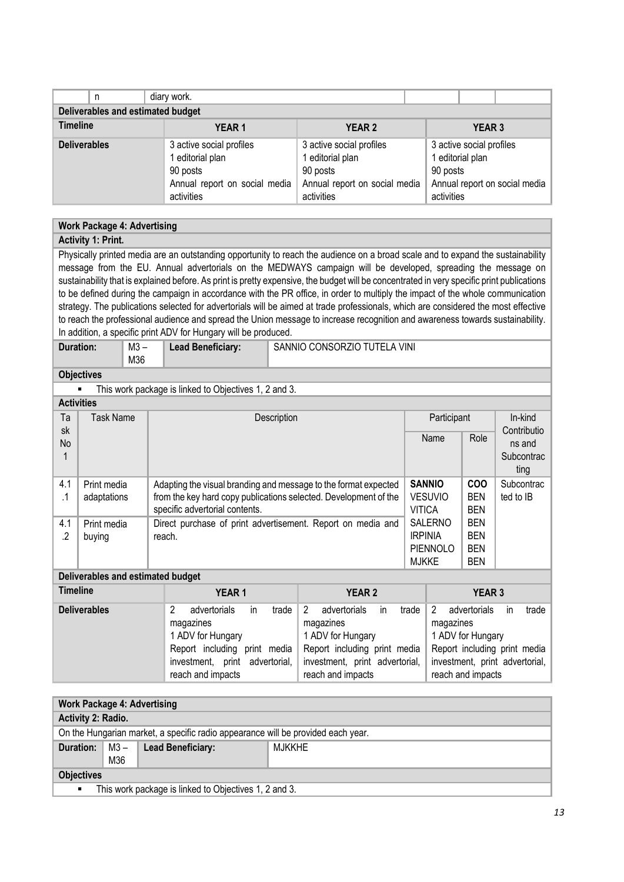| | n | diary work. | | | |
|---|---|---|---|---|---|

**Deliverables and estimated budget**

| Timeline | YEAR 1 | YEAR 2 | YEAR 3 |
|---|---|---|---|
| Deliverables | 3 active social profiles<br>1 editorial plan<br>90 posts<br>Annual report on social media activities | 3 active social profiles<br>1 editorial plan<br>90 posts<br>Annual report on social media activities | 3 active social profiles<br>1 editorial plan<br>90 posts<br>Annual report on social media activities |

**Work Package 4: Advertising**

**Activity 1: Print.**

Physically printed media are an outstanding opportunity to reach the audience on a broad scale and to expand the sustainability message from the EU. Annual advertorials on the MEDWAYS campaign will be developed, spreading the message on sustainability that is explained before. As print is pretty expensive, the budget will be concentrated in very specific print publications to be defined during the campaign in accordance with the PR office, in order to multiply the impact of the whole communication strategy. The publications selected for advertorials will be aimed at trade professionals, which are considered the most effective to reach the professional audience and spread the Union message to increase recognition and awareness towards sustainability. In addition, a specific print ADV for Hungary will be produced.

| Duration: | M3 – M36 | Lead Beneficiary: | SANNIO CONSORZIO TUTELA VINI |
|---|---|---|---|

**Objectives**

- This work package is linked to Objectives 1, 2 and 3.

**Activities**

| Task No 1 | Task Name | Description | Participant Name | Participant Role | In-kind Contributions and Subcontracting |
|---|---|---|---|---|---|
| 4.1.1 | Print media adaptations | Adapting the visual branding and message to the format expected from the key hard copy publications selected. Development of the specific advertorial contents. | **SANNIO**<br>VESUVIO<br>VITICA<br>SALERNO<br>IRPINIA<br>PIENNOLO<br>MJKKE | **COO**<br>BEN<br>BEN<br>BEN<br>BEN<br>BEN<br>BEN | Subcontracted to IB |
| 4.1.2 | Print media buying | Direct purchase of print advertisement. Report on media and reach. | | | |

**Deliverables and estimated budget**

| Timeline | YEAR 1 | YEAR 2 | YEAR 3 |
|---|---|---|---|
| Deliverables | 2 advertorials in trade magazines<br>1 ADV for Hungary<br>Report including print media investment, print advertorial, reach and impacts | 2 advertorials in trade magazines<br>1 ADV for Hungary<br>Report including print media investment, print advertorial, reach and impacts | 2 advertorials in trade magazines<br>1 ADV for Hungary<br>Report including print media investment, print advertorial, reach and impacts |

**Work Package 4: Advertising**

**Activity 2: Radio.**

On the Hungarian market, a specific radio appearance will be provided each year.

| Duration: | M3 – M36 | Lead Beneficiary: | MJKKHE |
|---|---|---|---|

**Objectives**

- This work package is linked to Objectives 1, 2 and 3.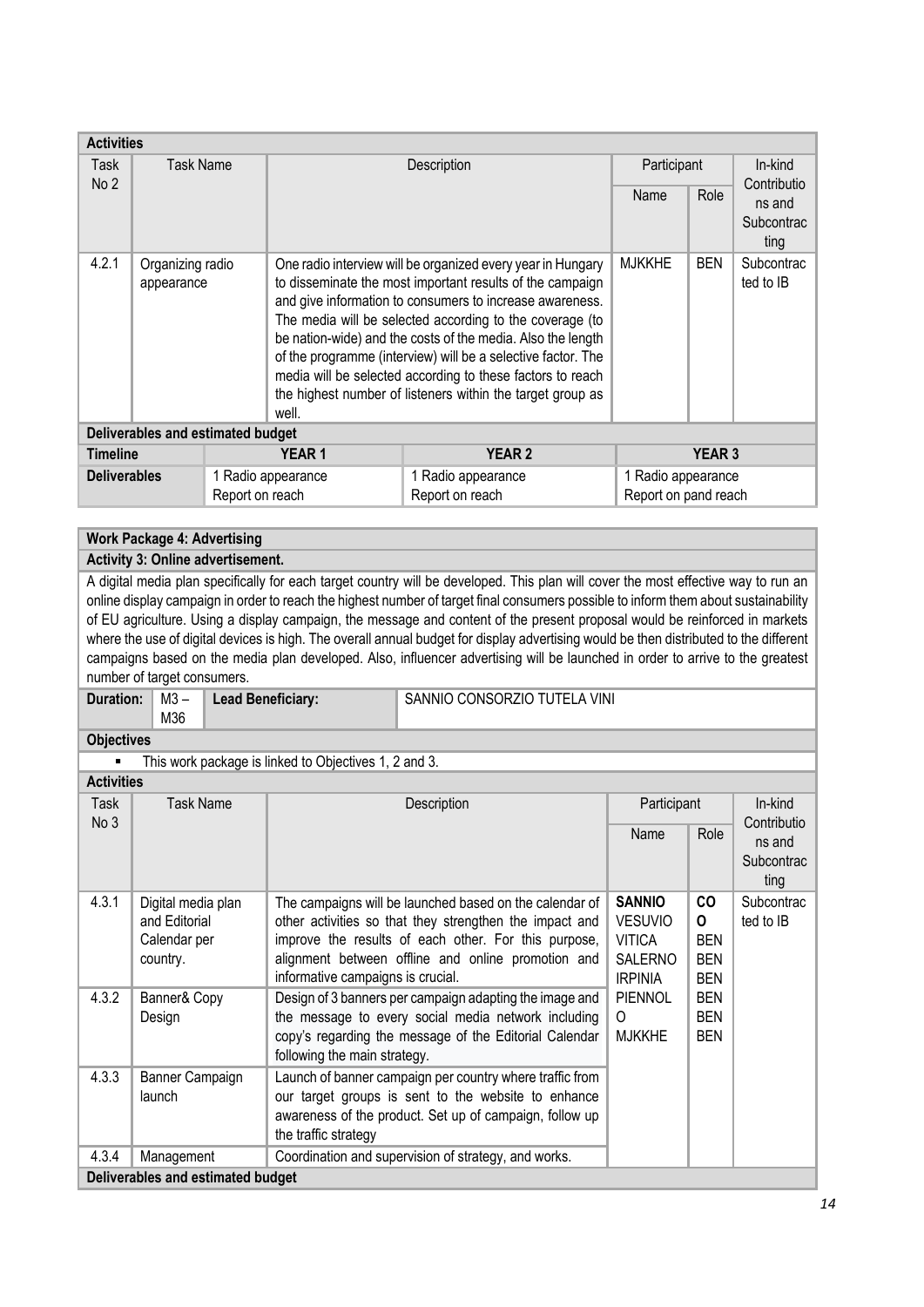| **Activities** | | | | | |
|---|---|---|---|---|---|
| Task No 2 | Task Name | Description | Participant Name | Participant Role | In-kind Contributions and Subcontracting |
| 4.2.1 | Organizing radio appearance | One radio interview will be organized every year in Hungary to disseminate the most important results of the campaign and give information to consumers to increase awareness. The media will be selected according to the coverage (to be nation-wide) and the costs of the media. Also the length of the programme (interview) will be a selective factor. The media will be selected according to these factors to reach the highest number of listeners within the target group as well. | MJKKHE | BEN | Subcontracted to IB |

| **Deliverables and estimated budget** | | | |
|---|---|---|---|
| **Timeline** | **YEAR 1** | **YEAR 2** | **YEAR 3** |
| **Deliverables** | 1 Radio appearance<br>Report on reach | 1 Radio appearance<br>Report on reach | 1 Radio appearance<br>Report on pand reach |

**Work Package 4: Advertising**

**Activity 3: Online advertisement.**

A digital media plan specifically for each target country will be developed. This plan will cover the most effective way to run an online display campaign in order to reach the highest number of target final consumers possible to inform them about sustainability of EU agriculture. Using a display campaign, the message and content of the present proposal would be reinforced in markets where the use of digital devices is high. The overall annual budget for display advertising would be then distributed to the different campaigns based on the media plan developed. Also, influencer advertising will be launched in order to arrive to the greatest number of target consumers.

| **Duration:** | M3 – M36 | **Lead Beneficiary:** | SANNIO CONSORZIO TUTELA VINI |
|---|---|---|---|

**Objectives**

- This work package is linked to Objectives 1, 2 and 3.

| **Activities** | | | | | |
|---|---|---|---|---|---|
| Task No 3 | Task Name | Description | Participant Name | Participant Role | In-kind Contributions and Subcontracting |
| 4.3.1 | Digital media plan and Editorial Calendar per country. | The campaigns will be launched based on the calendar of other activities so that they strengthen the impact and improve the results of each other. For this purpose, alignment between offline and online promotion and informative campaigns is crucial. | **SANNIO**<br>VESUVIO<br>VITICA<br>SALERNO<br>IRPINIA<br>PIENNOLO<br>MJKKHE | **CO**<br>BEN<br>BEN<br>BEN<br>BEN<br>BEN<br>BEN | Subcontracted to IB |
| 4.3.2 | Banner& Copy Design | Design of 3 banners per campaign adapting the image and the message to every social media network including copy's regarding the message of the Editorial Calendar following the main strategy. | | | |
| 4.3.3 | Banner Campaign launch | Launch of banner campaign per country where traffic from our target groups is sent to the website to enhance awareness of the product. Set up of campaign, follow up the traffic strategy | | | |
| 4.3.4 | Management | Coordination and supervision of strategy, and works. | | | |

**Deliverables and estimated budget**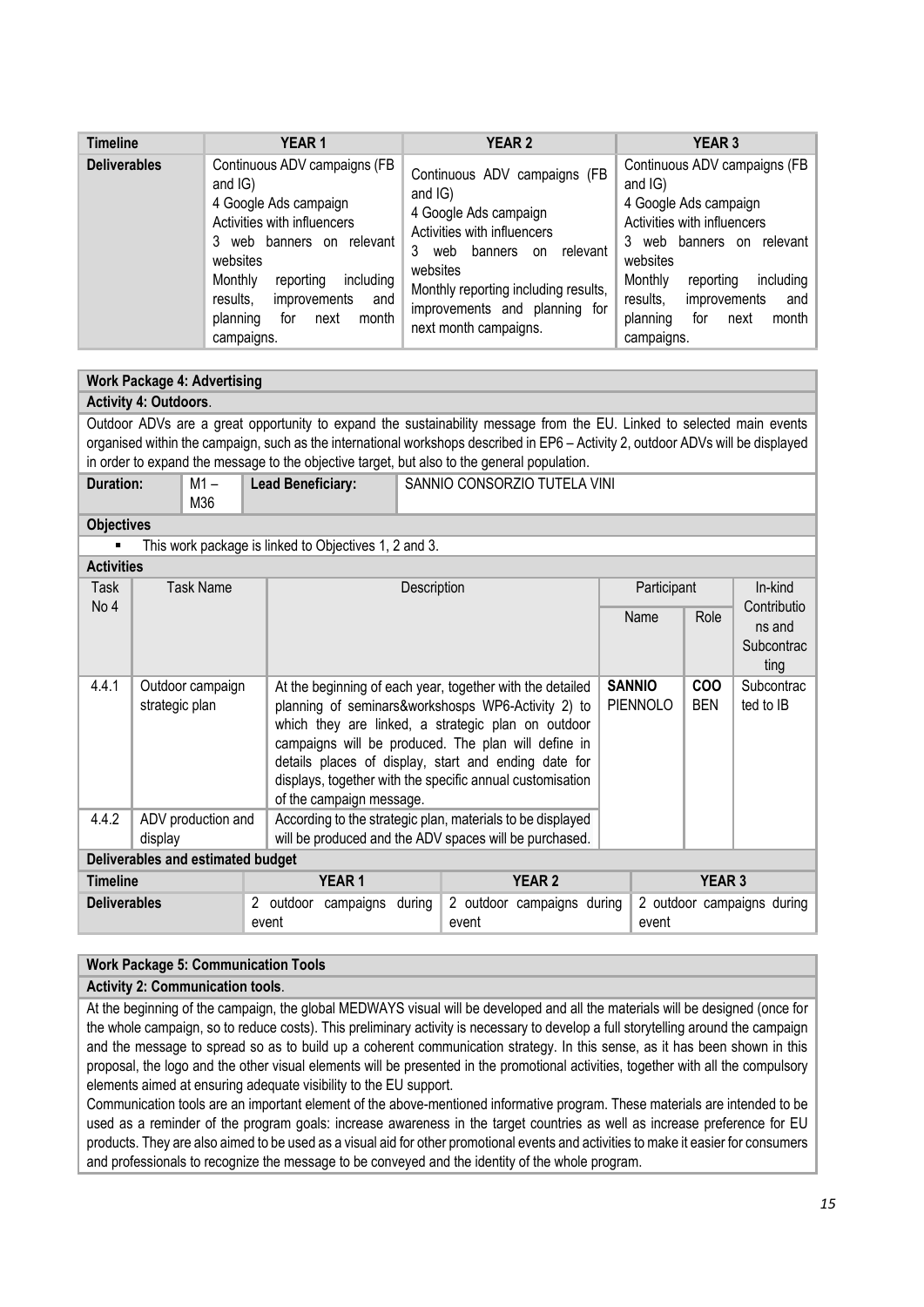| Timeline | YEAR 1 | YEAR 2 | YEAR 3 |
|---|---|---|---|
| Deliverables | Continuous ADV campaigns (FB and IG)<br>4 Google Ads campaign<br>Activities with influencers<br>3 web banners on relevant websites<br>Monthly reporting including results, improvements and planning for next month campaigns. | Continuous ADV campaigns (FB and IG)<br>4 Google Ads campaign<br>Activities with influencers<br>3 web banners on relevant websites<br>Monthly reporting including results, improvements and planning for next month campaigns. | Continuous ADV campaigns (FB and IG)<br>4 Google Ads campaign<br>Activities with influencers<br>3 web banners on relevant websites<br>Monthly reporting including results, improvements and planning for next month campaigns. |

**Work Package 4: Advertising**

**Activity 4: Outdoors**.

Outdoor ADVs are a great opportunity to expand the sustainability message from the EU. Linked to selected main events organised within the campaign, such as the international workshops described in EP6 – Activity 2, outdoor ADVs will be displayed in order to expand the message to the objective target, but also to the general population.

| Duration: | M1 – M36 | Lead Beneficiary: | SANNIO CONSORZIO TUTELA VINI |
|---|---|---|---|

**Objectives**

- This work package is linked to Objectives 1, 2 and 3.

**Activities**

| Task No 4 | Task Name | Description | Participant Name | Participant Role | In-kind Contributions and Subcontracting |
|---|---|---|---|---|---|
| 4.4.1 | Outdoor campaign strategic plan | At the beginning of each year, together with the detailed planning of seminars&workshosps WP6-Activity 2) to which they are linked, a strategic plan on outdoor campaigns will be produced. The plan will define in details places of display, start and ending date for displays, together with the specific annual customisation of the campaign message. | **SANNIO**<br>PIENNOLO | **COO**<br>BEN | Subcontracted to IB |
| 4.4.2 | ADV production and display | According to the strategic plan, materials to be displayed will be produced and the ADV spaces will be purchased. | | | |

**Deliverables and estimated budget**

| Timeline | YEAR 1 | YEAR 2 | YEAR 3 |
|---|---|---|---|
| Deliverables | 2 outdoor campaigns during event | 2 outdoor campaigns during event | 2 outdoor campaigns during event |

**Work Package 5: Communication Tools**

**Activity 2: Communication tools**.

At the beginning of the campaign, the global MEDWAYS visual will be developed and all the materials will be designed (once for the whole campaign, so to reduce costs). This preliminary activity is necessary to develop a full storytelling around the campaign and the message to spread so as to build up a coherent communication strategy. In this sense, as it has been shown in this proposal, the logo and the other visual elements will be presented in the promotional activities, together with all the compulsory elements aimed at ensuring adequate visibility to the EU support.

Communication tools are an important element of the above-mentioned informative program. These materials are intended to be used as a reminder of the program goals: increase awareness in the target countries as well as increase preference for EU products. They are also aimed to be used as a visual aid for other promotional events and activities to make it easier for consumers and professionals to recognize the message to be conveyed and the identity of the whole program.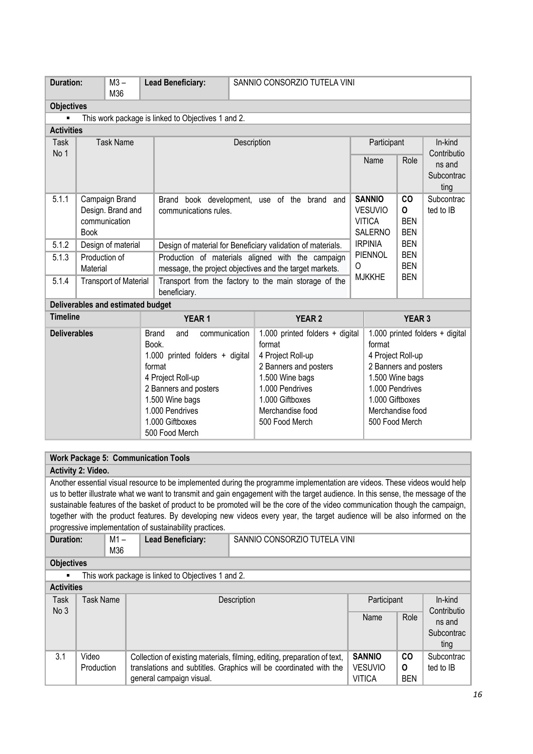| Duration: | M3 – M36 | Lead Beneficiary: | SANNIO CONSORZIO TUTELA VINI |
|---|---|---|---|

**Objectives**

- This work package is linked to Objectives 1 and 2.

**Activities**

| Task No 1 | Task Name | Description | Participant Name | Participant Role | In-kind Contributions and Subcontracting |
|---|---|---|---|---|---|
| 5.1.1 | Campaign Brand Design. Brand and communication Book | Brand book development, use of the brand and communications rules. | **SANNIO** VESUVIO VITICA SALERNO IRPINIA PIENNOLO MJKKHE | CO BEN BEN BEN BEN BEN BEN | Subcontracted to IB |
| 5.1.2 | Design of material | Design of material for Beneficiary validation of materials. | | | |
| 5.1.3 | Production of Material | Production of materials aligned with the campaign message, the project objectives and the target markets. | | | |
| 5.1.4 | Transport of Material | Transport from the factory to the main storage of the beneficiary. | | | |

**Deliverables and estimated budget**

| Timeline | YEAR 1 | YEAR 2 | YEAR 3 |
|---|---|---|---|
| Deliverables | Brand and communication Book.<br>1.000 printed folders + digital format<br>4 Project Roll-up<br>2 Banners and posters<br>1.500 Wine bags<br>1.000 Pendrives<br>1.000 Giftboxes<br>500 Food Merch | 1.000 printed folders + digital format<br>4 Project Roll-up<br>2 Banners and posters<br>1.500 Wine bags<br>1.000 Pendrives<br>1.000 Giftboxes<br>Merchandise food<br>500 Food Merch | 1.000 printed folders + digital format<br>4 Project Roll-up<br>2 Banners and posters<br>1.500 Wine bags<br>1.000 Pendrives<br>1.000 Giftboxes<br>Merchandise food<br>500 Food Merch |

**Work Package 5: Communication Tools**

**Activity 2: Video.**

Another essential visual resource to be implemented during the programme implementation are videos. These videos would help us to better illustrate what we want to transmit and gain engagement with the target audience. In this sense, the message of the sustainable features of the basket of product to be promoted will be the core of the video communication though the campaign, together with the product features. By developing new videos every year, the target audience will be also informed on the progressive implementation of sustainability practices.

| Duration: | M1 – M36 | Lead Beneficiary: | SANNIO CONSORZIO TUTELA VINI |
|---|---|---|---|

**Objectives**

- This work package is linked to Objectives 1 and 2.

**Activities**

| Task No 3 | Task Name | Description | Participant Name | Participant Role | In-kind Contributions and Subcontracting |
|---|---|---|---|---|---|
| 3.1 | Video Production | Collection of existing materials, filming, editing, preparation of text, translations and subtitles. Graphics will be coordinated with the general campaign visual. | **SANNIO** VESUVIO VITICA | CO BEN | Subcontracted to IB |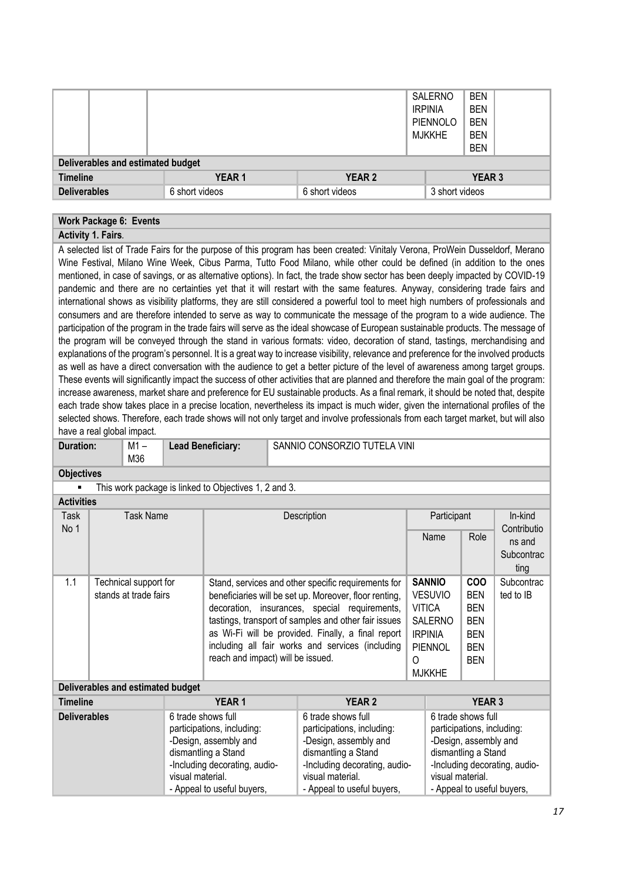| | | | | Participant Name | Role | |
|---|---|---|---|---|---|---|
| | | | | SALERNO<br>IRPINIA<br>PIENNOLO<br>MJKKHE | BEN<br>BEN<br>BEN<br>BEN<br>BEN | |

**Deliverables and estimated budget**

| Timeline | YEAR 1 | YEAR 2 | YEAR 3 |
|---|---|---|---|
| Deliverables | 6 short videos | 6 short videos | 3 short videos |

**Work Package 6: Events**

**Activity 1. Fairs**.

A selected list of Trade Fairs for the purpose of this program has been created: Vinitaly Verona, ProWein Dusseldorf, Merano Wine Festival, Milano Wine Week, Cibus Parma, Tutto Food Milano, while other could be defined (in addition to the ones mentioned, in case of savings, or as alternative options). In fact, the trade show sector has been deeply impacted by COVID-19 pandemic and there are no certainties yet that it will restart with the same features. Anyway, considering trade fairs and international shows as visibility platforms, they are still considered a powerful tool to meet high numbers of professionals and consumers and are therefore intended to serve as way to communicate the message of the program to a wide audience. The participation of the program in the trade fairs will serve as the ideal showcase of European sustainable products. The message of the program will be conveyed through the stand in various formats: video, decoration of stand, tastings, merchandising and explanations of the program's personnel. It is a great way to increase visibility, relevance and preference for the involved products as well as have a direct conversation with the audience to get a better picture of the level of awareness among target groups. These events will significantly impact the success of other activities that are planned and therefore the main goal of the program: increase awareness, market share and preference for EU sustainable products. As a final remark, it should be noted that, despite each trade show takes place in a precise location, nevertheless its impact is much wider, given the international profiles of the selected shows. Therefore, each trade shows will not only target and involve professionals from each target market, but will also have a real global impact.

| Duration: | M1 – M36 | Lead Beneficiary: | SANNIO CONSORZIO TUTELA VINI |
|---|---|---|---|

**Objectives**

- This work package is linked to Objectives 1, 2 and 3.

**Activities**

| Task No 1 | Task Name | Description | Participant Name | Role | In-kind Contributions and Subcontracting |
|---|---|---|---|---|---|
| 1.1 | Technical support for stands at trade fairs | Stand, services and other specific requirements for beneficiaries will be set up. Moreover, floor renting, decoration, insurances, special requirements, tastings, transport of samples and other fair issues as Wi-Fi will be provided. Finally, a final report including all fair works and services (including reach and impact) will be issued. | **SANNIO**<br>VESUVIO<br>VITICA<br>SALERNO<br>IRPINIA<br>PIENNOLO<br>MJKKHE | **COO**<br>BEN<br>BEN<br>BEN<br>BEN<br>BEN<br>BEN | Subcontracted to IB |

**Deliverables and estimated budget**

| Timeline | YEAR 1 | YEAR 2 | YEAR 3 |
|---|---|---|---|
| Deliverables | 6 trade shows full participations, including:<br>-Design, assembly and dismantling a Stand<br>-Including decorating, audio-visual material.<br>- Appeal to useful buyers, | 6 trade shows full participations, including:<br>-Design, assembly and dismantling a Stand<br>-Including decorating, audio-visual material.<br>- Appeal to useful buyers, | 6 trade shows full participations, including:<br>-Design, assembly and dismantling a Stand<br>-Including decorating, audio-visual material.<br>- Appeal to useful buyers, |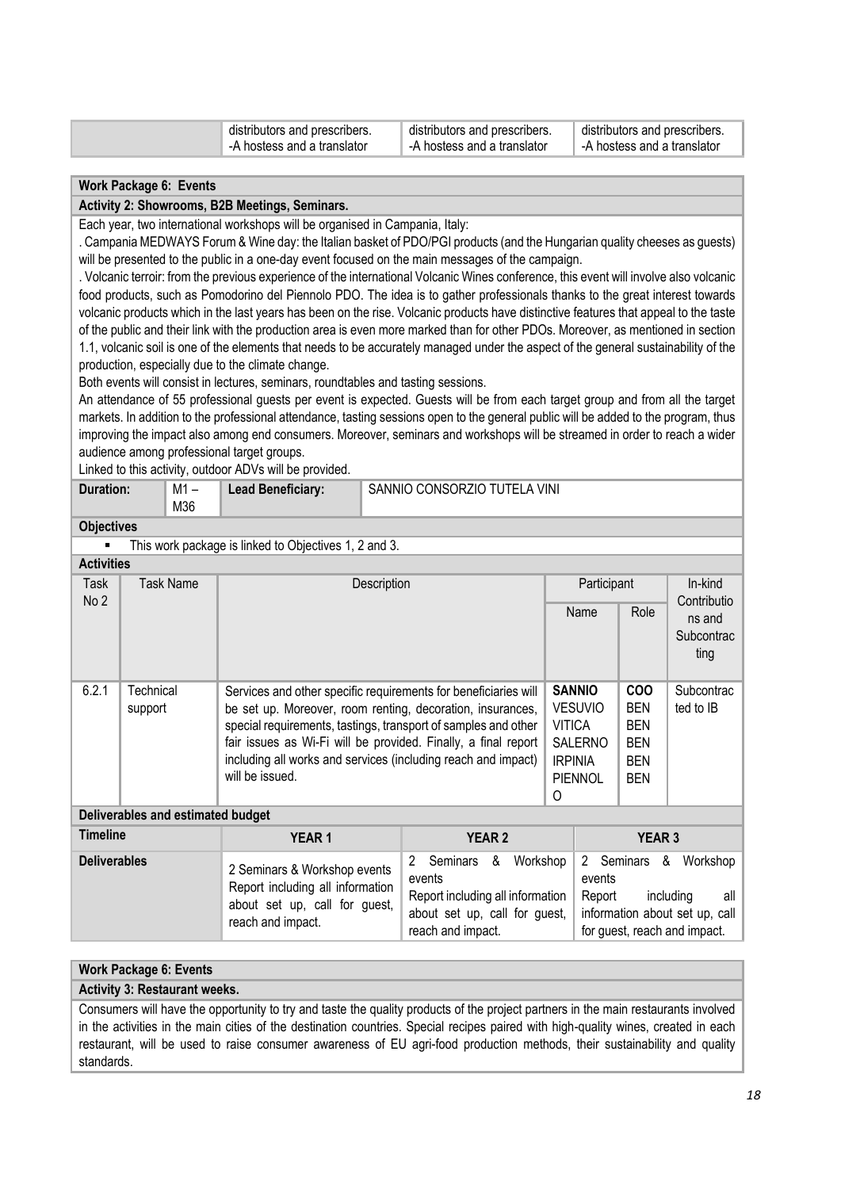| | distributors and prescribers.<br>-A hostess and a translator | distributors and prescribers.<br>-A hostess and a translator | distributors and prescribers.<br>-A hostess and a translator |
|---|---|---|---|

**Work Package 6: Events**

**Activity 2: Showrooms, B2B Meetings, Seminars.**

Each year, two international workshops will be organised in Campania, Italy:

. Campania MEDWAYS Forum & Wine day: the Italian basket of PDO/PGI products (and the Hungarian quality cheeses as guests) will be presented to the public in a one-day event focused on the main messages of the campaign.

. Volcanic terroir: from the previous experience of the international Volcanic Wines conference, this event will involve also volcanic food products, such as Pomodorino del Piennolo PDO. The idea is to gather professionals thanks to the great interest towards volcanic products which in the last years has been on the rise. Volcanic products have distinctive features that appeal to the taste of the public and their link with the production area is even more marked than for other PDOs. Moreover, as mentioned in section 1.1, volcanic soil is one of the elements that needs to be accurately managed under the aspect of the general sustainability of the production, especially due to the climate change.

Both events will consist in lectures, seminars, roundtables and tasting sessions.

An attendance of 55 professional guests per event is expected. Guests will be from each target group and from all the target markets. In addition to the professional attendance, tasting sessions open to the general public will be added to the program, thus improving the impact also among end consumers. Moreover, seminars and workshops will be streamed in order to reach a wider audience among professional target groups.

Linked to this activity, outdoor ADVs will be provided.

| **Duration:** | M1 – M36 | **Lead Beneficiary:** | SANNIO CONSORZIO TUTELA VINI |
|---|---|---|---|

**Objectives**

- This work package is linked to Objectives 1, 2 and 3.

**Activities**

| Task No 2 | Task Name | Description | Participant Name | Participant Role | In-kind Contributions and Subcontracting |
|---|---|---|---|---|---|
| 6.2.1 | Technical support | Services and other specific requirements for beneficiaries will be set up. Moreover, room renting, decoration, insurances, special requirements, tastings, transport of samples and other fair issues as Wi-Fi will be provided. Finally, a final report including all works and services (including reach and impact) will be issued. | **SANNIO**<br>VESUVIO<br>VITICA<br>SALERNO<br>IRPINIA<br>PIENNOLO | **COO**<br>BEN<br>BEN<br>BEN<br>BEN<br>BEN | Subcontracted to IB |

**Deliverables and estimated budget**

| Timeline | YEAR 1 | YEAR 2 | YEAR 3 |
|---|---|---|---|
| **Deliverables** | 2 Seminars & Workshop events<br>Report including all information about set up, call for guest, reach and impact. | 2 Seminars & Workshop events<br>Report including all information about set up, call for guest, reach and impact. | 2 Seminars & Workshop events<br>Report including all information about set up, call for guest, reach and impact. |

**Work Package 6: Events**

**Activity 3: Restaurant weeks.**

Consumers will have the opportunity to try and taste the quality products of the project partners in the main restaurants involved in the activities in the main cities of the destination countries. Special recipes paired with high-quality wines, created in each restaurant, will be used to raise consumer awareness of EU agri-food production methods, their sustainability and quality standards.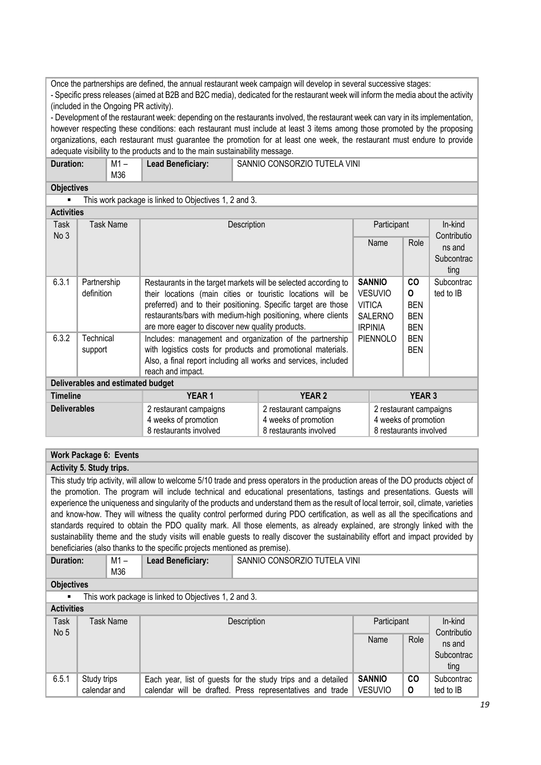Once the partnerships are defined, the annual restaurant week campaign will develop in several successive stages:

- Specific press releases (aimed at B2B and B2C media), dedicated for the restaurant week will inform the media about the activity (included in the Ongoing PR activity).
- Development of the restaurant week: depending on the restaurants involved, the restaurant week can vary in its implementation, however respecting these conditions: each restaurant must include at least 3 items among those promoted by the proposing organizations, each restaurant must guarantee the promotion for at least one week, the restaurant must endure to provide adequate visibility to the products and to the main sustainability message.

| **Duration:** | M1 – M36 | **Lead Beneficiary:** | SANNIO CONSORZIO TUTELA VINI |
|---|---|---|---|

**Objectives**

- This work package is linked to Objectives 1, 2 and 3.

**Activities**

| Task No 3 | Task Name | Description | Participant Name | Participant Role | In-kind Contributions and Subcontracting |
|---|---|---|---|---|---|
| 6.3.1 | Partnership definition | Restaurants in the target markets will be selected according to their locations (main cities or touristic locations will be preferred) and to their positioning. Specific target are those restaurants/bars with medium-high positioning, where clients are more eager to discover new quality products. | **SANNIO** VESUVIO VITICA SALERNO IRPINIA PIENNOLO | CO BEN BEN BEN BEN BEN | Subcontracted to IB |
| 6.3.2 | Technical support | Includes: management and organization of the partnership with logistics costs for products and promotional materials. Also, a final report including all works and services, included reach and impact. | | | |

**Deliverables and estimated budget**

| **Timeline** | **YEAR 1** | **YEAR 2** | **YEAR 3** |
|---|---|---|---|
| **Deliverables** | 2 restaurant campaigns<br>4 weeks of promotion<br>8 restaurants involved | 2 restaurant campaigns<br>4 weeks of promotion<br>8 restaurants involved | 2 restaurant campaigns<br>4 weeks of promotion<br>8 restaurants involved |

**Work Package 6: Events**

**Activity 5. Study trips.**

This study trip activity, will allow to welcome 5/10 trade and press operators in the production areas of the DO products object of the promotion. The program will include technical and educational presentations, tastings and presentations. Guests will experience the uniqueness and singularity of the products and understand them as the result of local terroir, soil, climate, varieties and know-how. They will witness the quality control performed during PDO certification, as well as all the specifications and standards required to obtain the PDO quality mark. All those elements, as already explained, are strongly linked with the sustainability theme and the study visits will enable guests to really discover the sustainability effort and impact provided by beneficiaries (also thanks to the specific projects mentioned as premise).

| **Duration:** | M1 – M36 | **Lead Beneficiary:** | SANNIO CONSORZIO TUTELA VINI |
|---|---|---|---|

**Objectives**

- This work package is linked to Objectives 1, 2 and 3.

**Activities**

| Task No 5 | Task Name | Description | Participant Name | Participant Role | In-kind Contributions and Subcontracting |
|---|---|---|---|---|---|
| 6.5.1 | Study trips calendar and | Each year, list of guests for the study trips and a detailed calendar will be drafted. Press representatives and trade | **SANNIO** VESUVIO | CO | Subcontracted to IB |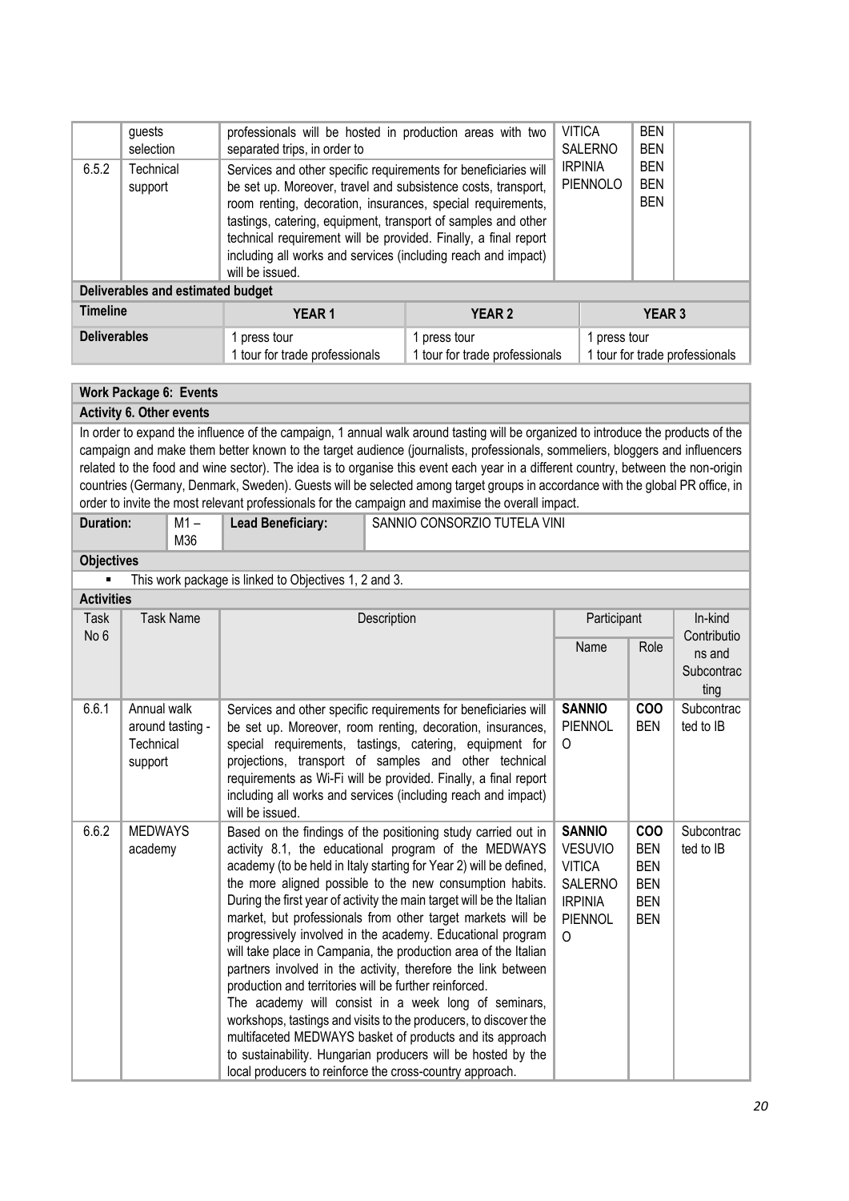| | | | | | |
|---|---|---|---|---|---|
| | guests selection | professionals will be hosted in production areas with two separated trips, in order to | VITICA<br>SALERNO<br>IRPINIA<br>PIENNOLO | BEN<br>BEN<br>BEN<br>BEN<br>BEN | |
| 6.5.2 | Technical support | Services and other specific requirements for beneficiaries will be set up. Moreover, travel and subsistence costs, transport, room renting, decoration, insurances, special requirements, tastings, catering, equipment, transport of samples and other technical requirement will be provided. Finally, a final report including all works and services (including reach and impact) will be issued. | | | |

| Deliverables and estimated budget | | | |
|---|---|---|---|
| **Timeline** | **YEAR 1** | **YEAR 2** | **YEAR 3** |
| **Deliverables** | 1 press tour<br>1 tour for trade professionals | 1 press tour<br>1 tour for trade professionals | 1 press tour<br>1 tour for trade professionals |

**Work Package 6: Events**

**Activity 6. Other events**

In order to expand the influence of the campaign, 1 annual walk around tasting will be organized to introduce the products of the campaign and make them better known to the target audience (journalists, professionals, sommeliers, bloggers and influencers related to the food and wine sector). The idea is to organise this event each year in a different country, between the non-origin countries (Germany, Denmark, Sweden). Guests will be selected among target groups in accordance with the global PR office, in order to invite the most relevant professionals for the campaign and maximise the overall impact.

| **Duration:** | M1 – M36 | **Lead Beneficiary:** | SANNIO CONSORZIO TUTELA VINI |
|---|---|---|---|

**Objectives**

- This work package is linked to Objectives 1, 2 and 3.

**Activities**

| Task No 6 | Task Name | Description | Participant Name | Participant Role | In-kind Contributions and Subcontracting |
|---|---|---|---|---|---|
| 6.6.1 | Annual walk around tasting - Technical support | Services and other specific requirements for beneficiaries will be set up. Moreover, room renting, decoration, insurances, special requirements, tastings, catering, equipment for projections, transport of samples and other technical requirements as Wi-Fi will be provided. Finally, a final report including all works and services (including reach and impact) will be issued. | **SANNIO**<br>PIENNOLO | **COO**<br>BEN | Subcontracted to IB |
| 6.6.2 | MEDWAYS academy | Based on the findings of the positioning study carried out in activity 8.1, the educational program of the MEDWAYS academy (to be held in Italy starting for Year 2) will be defined, the more aligned possible to the new consumption habits. During the first year of activity the main target will be the Italian market, but professionals from other target markets will be progressively involved in the academy. Educational program will take place in Campania, the production area of the Italian partners involved in the activity, therefore the link between production and territories will be further reinforced.<br>The academy will consist in a week long of seminars, workshops, tastings and visits to the producers, to discover the multifaceted MEDWAYS basket of products and its approach to sustainability. Hungarian producers will be hosted by the local producers to reinforce the cross-country approach. | **SANNIO**<br>VESUVIO<br>VITICA<br>SALERNO<br>IRPINIA<br>PIENNOLO | **COO**<br>BEN<br>BEN<br>BEN<br>BEN<br>BEN | Subcontracted to IB |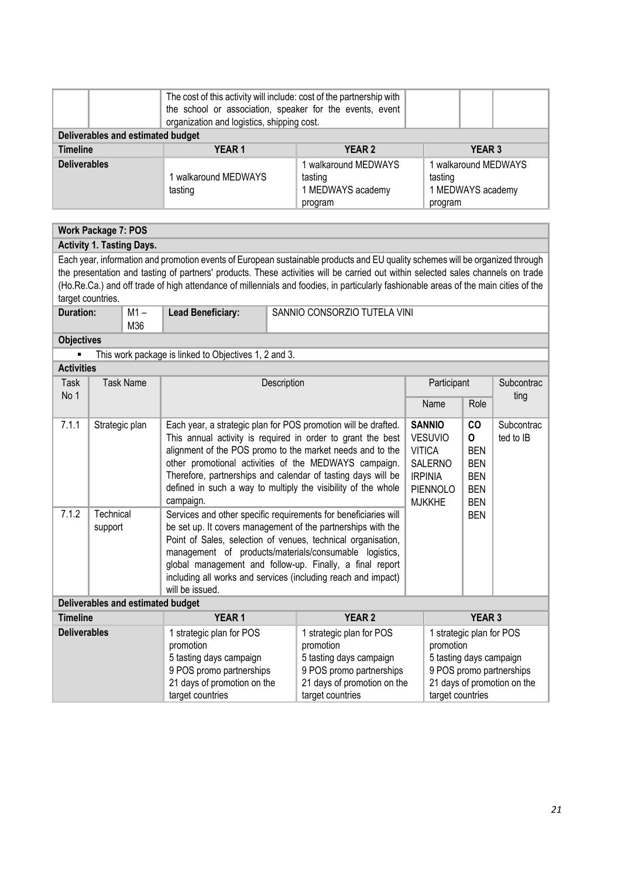| | | The cost of this activity will include: cost of the partnership with the school or association, speaker for the events, event organization and logistics, shipping cost. | | | |
|---|---|---|---|---|---|

**Deliverables and estimated budget**

| Timeline | YEAR 1 | YEAR 2 | YEAR 3 |
|---|---|---|---|
| Deliverables | 1 walkaround MEDWAYS tasting | 1 walkaround MEDWAYS tasting<br>1 MEDWAYS academy program | 1 walkaround MEDWAYS tasting<br>1 MEDWAYS academy program |

**Work Package 7: POS**

**Activity 1. Tasting Days.**

Each year, information and promotion events of European sustainable products and EU quality schemes will be organized through the presentation and tasting of partners' products. These activities will be carried out within selected sales channels on trade (Ho.Re.Ca.) and off trade of high attendance of millennials and foodies, in particularly fashionable areas of the main cities of the target countries.

| Duration: | M1 – M36 | Lead Beneficiary: | SANNIO CONSORZIO TUTELA VINI |
|---|---|---|---|

**Objectives**

- This work package is linked to Objectives 1, 2 and 3.

**Activities**

| Task No 1 | Task Name | Description | Participant Name | Participant Role | Subcontracting |
|---|---|---|---|---|---|
| 7.1.1 | Strategic plan | Each year, a strategic plan for POS promotion will be drafted. This annual activity is required in order to grant the best alignment of the POS promo to the market needs and to the other promotional activities of the MEDWAYS campaign. Therefore, partnerships and calendar of tasting days will be defined in such a way to multiply the visibility of the whole campaign. | **SANNIO**<br>VESUVIO<br>VITICA<br>SALERNO<br>IRPINIA<br>PIENNOLO<br>MJKKHE | **CO O**<br>BEN<br>BEN<br>BEN<br>BEN<br>BEN<br>BEN | Subcontracted to IB |
| 7.1.2 | Technical support | Services and other specific requirements for beneficiaries will be set up. It covers management of the partnerships with the Point of Sales, selection of venues, technical organisation, management of products/materials/consumable logistics, global management and follow-up. Finally, a final report including all works and services (including reach and impact) will be issued. | | BEN | |

**Deliverables and estimated budget**

| Timeline | YEAR 1 | YEAR 2 | YEAR 3 |
|---|---|---|---|
| Deliverables | 1 strategic plan for POS promotion<br>5 tasting days campaign<br>9 POS promo partnerships<br>21 days of promotion on the target countries | 1 strategic plan for POS promotion<br>5 tasting days campaign<br>9 POS promo partnerships<br>21 days of promotion on the target countries | 1 strategic plan for POS promotion<br>5 tasting days campaign<br>9 POS promo partnerships<br>21 days of promotion on the target countries |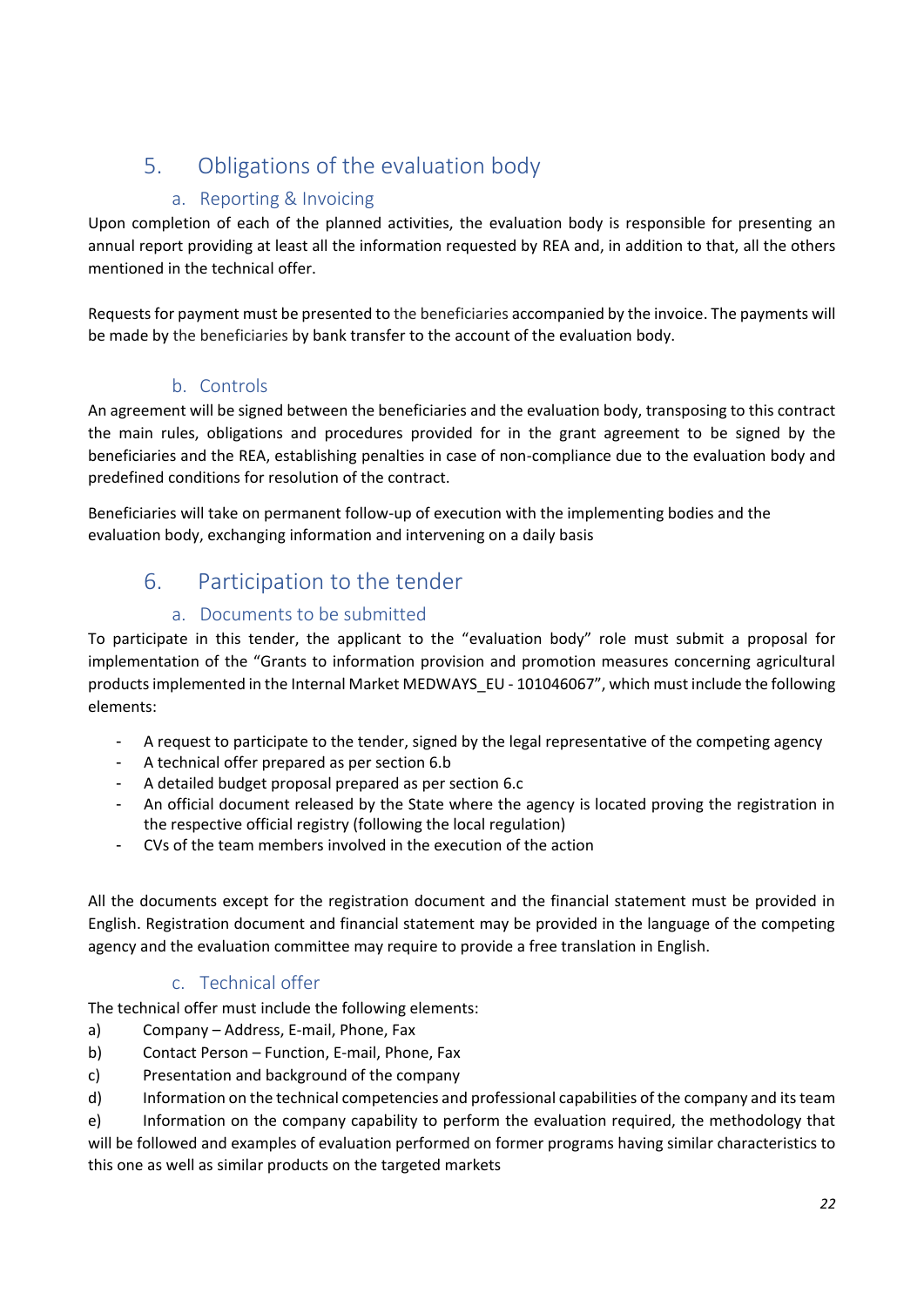# 5. Obligations of the evaluation body

## a. Reporting & Invoicing

Upon completion of each of the planned activities, the evaluation body is responsible for presenting an annual report providing at least all the information requested by REA and, in addition to that, all the others mentioned in the technical offer.

Requests for payment must be presented to the beneficiaries accompanied by the invoice. The payments will be made by the beneficiaries by bank transfer to the account of the evaluation body.

## b. Controls

An agreement will be signed between the beneficiaries and the evaluation body, transposing to this contract the main rules, obligations and procedures provided for in the grant agreement to be signed by the beneficiaries and the REA, establishing penalties in case of non-compliance due to the evaluation body and predefined conditions for resolution of the contract.

Beneficiaries will take on permanent follow-up of execution with the implementing bodies and the evaluation body, exchanging information and intervening on a daily basis

# 6. Participation to the tender

## a. Documents to be submitted

To participate in this tender, the applicant to the "evaluation body" role must submit a proposal for implementation of the "Grants to information provision and promotion measures concerning agricultural products implemented in the Internal Market MEDWAYS_EU - 101046067", which must include the following elements:

- A request to participate to the tender, signed by the legal representative of the competing agency
- A technical offer prepared as per section 6.b
- A detailed budget proposal prepared as per section 6.c
- An official document released by the State where the agency is located proving the registration in the respective official registry (following the local regulation)
- CVs of the team members involved in the execution of the action

All the documents except for the registration document and the financial statement must be provided in English. Registration document and financial statement may be provided in the language of the competing agency and the evaluation committee may require to provide a free translation in English.

## c. Technical offer

The technical offer must include the following elements:

a) Company – Address, E-mail, Phone, Fax

b) Contact Person – Function, E-mail, Phone, Fax

c) Presentation and background of the company

d) Information on the technical competencies and professional capabilities of the company and its team

e) Information on the company capability to perform the evaluation required, the methodology that will be followed and examples of evaluation performed on former programs having similar characteristics to this one as well as similar products on the targeted markets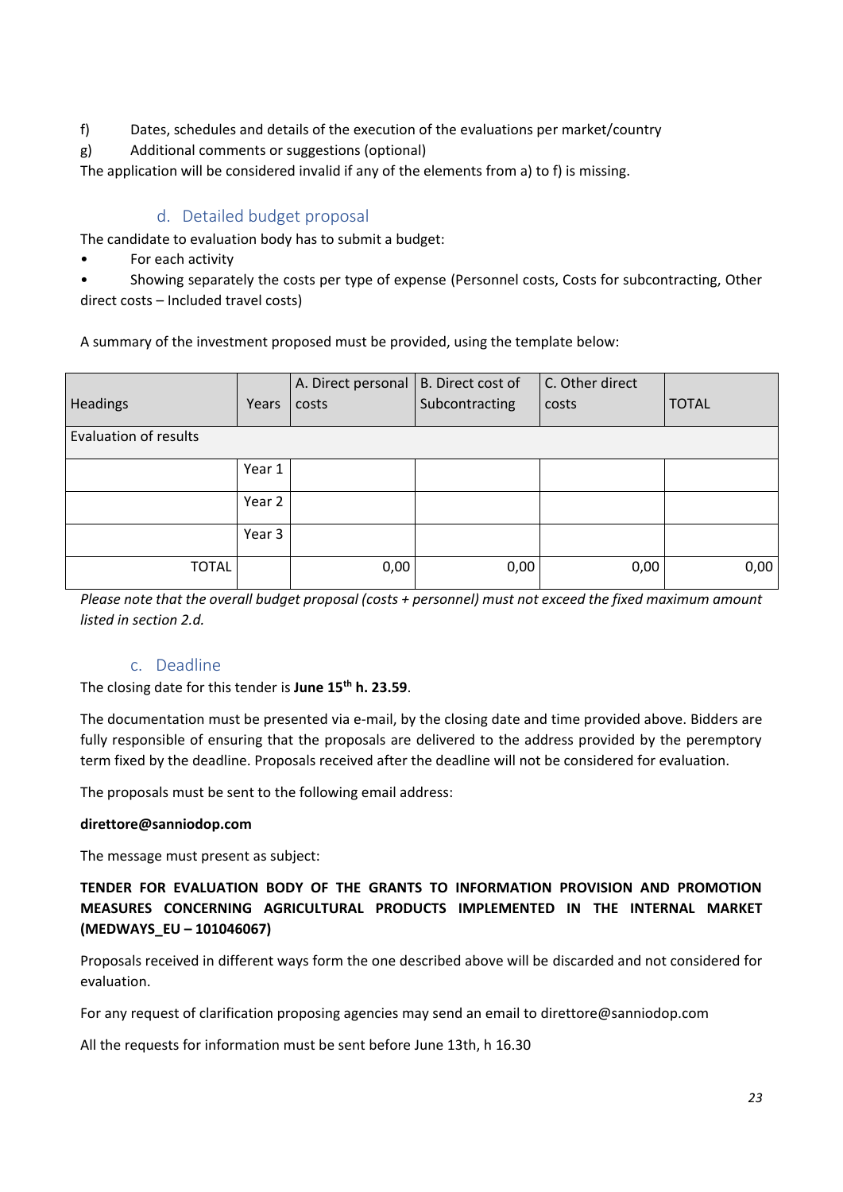f) Dates, schedules and details of the execution of the evaluations per market/country

g) Additional comments or suggestions (optional)

The application will be considered invalid if any of the elements from a) to f) is missing.

### d. Detailed budget proposal

The candidate to evaluation body has to submit a budget:

- For each activity
- Showing separately the costs per type of expense (Personnel costs, Costs for subcontracting, Other direct costs – Included travel costs)

A summary of the investment proposed must be provided, using the template below:

| Headings | Years | A. Direct personal costs | B. Direct cost of Subcontracting | C. Other direct costs | TOTAL |
|---|---|---|---|---|---|
| Evaluation of results | | | | | |
| | Year 1 | | | | |
| | Year 2 | | | | |
| | Year 3 | | | | |
| TOTAL | | 0,00 | 0,00 | 0,00 | 0,00 |

*Please note that the overall budget proposal (costs + personnel) must not exceed the fixed maximum amount listed in section 2.d.*

### c. Deadline

The closing date for this tender is **June 15th h. 23.59**.

The documentation must be presented via e-mail, by the closing date and time provided above. Bidders are fully responsible of ensuring that the proposals are delivered to the address provided by the peremptory term fixed by the deadline. Proposals received after the deadline will not be considered for evaluation.

The proposals must be sent to the following email address:

**direttore@sanniodop.com**

The message must present as subject:

**TENDER FOR EVALUATION BODY OF THE GRANTS TO INFORMATION PROVISION AND PROMOTION MEASURES CONCERNING AGRICULTURAL PRODUCTS IMPLEMENTED IN THE INTERNAL MARKET (MEDWAYS_EU – 101046067)**

Proposals received in different ways form the one described above will be discarded and not considered for evaluation.

For any request of clarification proposing agencies may send an email to direttore@sanniodop.com

All the requests for information must be sent before June 13th, h 16.30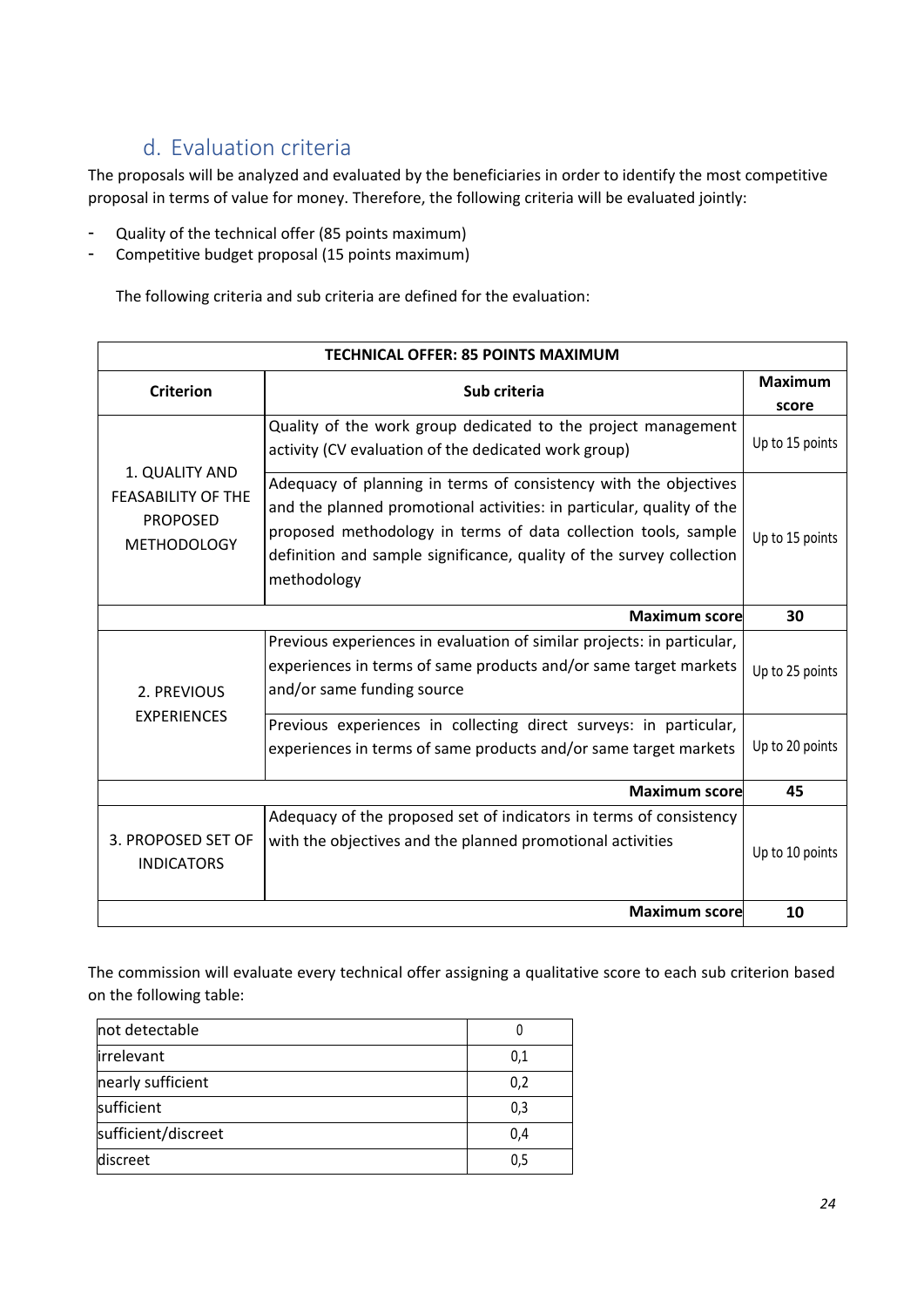## d. Evaluation criteria

The proposals will be analyzed and evaluated by the beneficiaries in order to identify the most competitive proposal in terms of value for money. Therefore, the following criteria will be evaluated jointly:

- Quality of the technical offer (85 points maximum)
- Competitive budget proposal (15 points maximum)

The following criteria and sub criteria are defined for the evaluation:

| TECHNICAL OFFER: 85 POINTS MAXIMUM | | |
|---|---|---|
| **Criterion** | **Sub criteria** | **Maximum score** |
| 1. QUALITY AND FEASABILITY OF THE PROPOSED METHODOLOGY | Quality of the work group dedicated to the project management activity (CV evaluation of the dedicated work group) | Up to 15 points |
| | Adequacy of planning in terms of consistency with the objectives and the planned promotional activities: in particular, quality of the proposed methodology in terms of data collection tools, sample definition and sample significance, quality of the survey collection methodology | Up to 15 points |
| | **Maximum score** | **30** |
| 2. PREVIOUS EXPERIENCES | Previous experiences in evaluation of similar projects: in particular, experiences in terms of same products and/or same target markets and/or same funding source | Up to 25 points |
| | Previous experiences in collecting direct surveys: in particular, experiences in terms of same products and/or same target markets | Up to 20 points |
| | **Maximum score** | **45** |
| 3. PROPOSED SET OF INDICATORS | Adequacy of the proposed set of indicators in terms of consistency with the objectives and the planned promotional activities | Up to 10 points |
| | **Maximum score** | **10** |

The commission will evaluate every technical offer assigning a qualitative score to each sub criterion based on the following table:

| | |
|---|---|
| not detectable | 0 |
| irrelevant | 0,1 |
| nearly sufficient | 0,2 |
| sufficient | 0,3 |
| sufficient/discreet | 0,4 |
| discreet | 0,5 |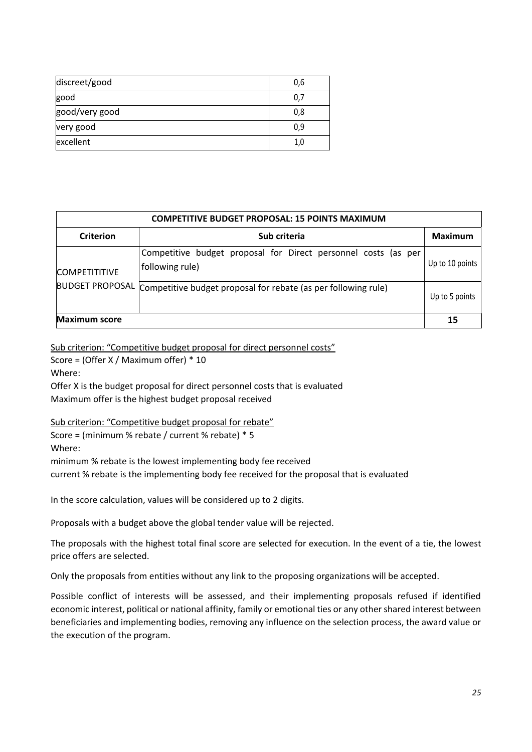| | |
|---|---|
| discreet/good | 0,6 |
| good | 0,7 |
| good/very good | 0,8 |
| very good | 0,9 |
| excellent | 1,0 |

| COMPETITIVE BUDGET PROPOSAL: 15 POINTS MAXIMUM | | |
|---|---|---|
| **Criterion** | **Sub criteria** | **Maximum** |
| COMPETITITIVE BUDGET PROPOSAL | Competitive budget proposal for Direct personnel costs (as per following rule) | Up to 10 points |
| | Competitive budget proposal for rebate (as per following rule) | Up to 5 points |
| **Maximum score** | | **15** |

<u>Sub criterion: "Competitive budget proposal for direct personnel costs"</u>

Score = (Offer X / Maximum offer) * 10

Where:

Offer X is the budget proposal for direct personnel costs that is evaluated

Maximum offer is the highest budget proposal received

<u>Sub criterion: "Competitive budget proposal for rebate"</u>

Score = (minimum % rebate / current % rebate) * 5

Where:

minimum % rebate is the lowest implementing body fee received

current % rebate is the implementing body fee received for the proposal that is evaluated

In the score calculation, values will be considered up to 2 digits.

Proposals with a budget above the global tender value will be rejected.

The proposals with the highest total final score are selected for execution. In the event of a tie, the lowest price offers are selected.

Only the proposals from entities without any link to the proposing organizations will be accepted.

Possible conflict of interests will be assessed, and their implementing proposals refused if identified economic interest, political or national affinity, family or emotional ties or any other shared interest between beneficiaries and implementing bodies, removing any influence on the selection process, the award value or the execution of the program.